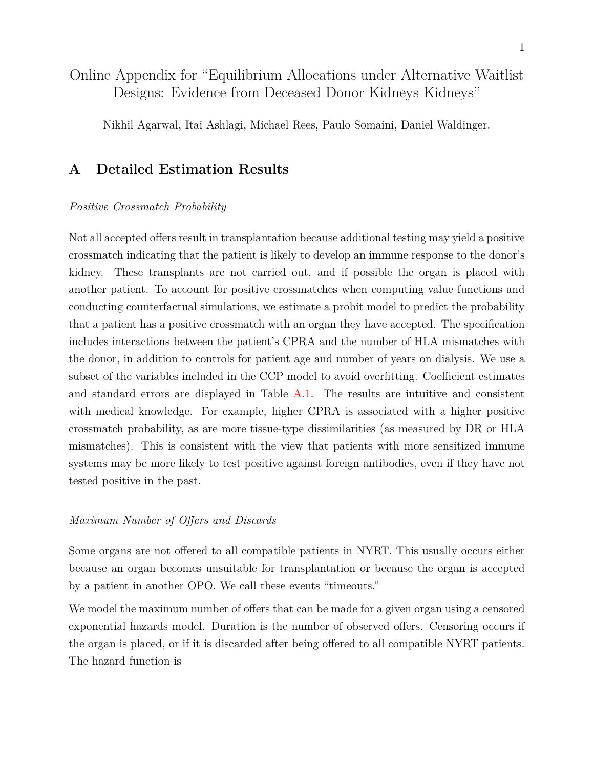# Online Appendix for "Equilibrium Allocations under Alternative Waitlist Designs: Evidence from Deceased Donor Kidneys Kidneys"

Nikhil Agarwal, Itai Ashlagi, Michael Rees, Paulo Somaini, Daniel Waldinger.

## A Detailed Estimation Results

*Positive Crossmatch Probability*

Not all accepted offers result in transplantation because additional testing may yield a positive crossmatch indicating that the patient is likely to develop an immune response to the donor's kidney. These transplants are not carried out, and if possible the organ is placed with another patient. To account for positive crossmatches when computing value functions and conducting counterfactual simulations, we estimate a probit model to predict the probability that a patient has a positive crossmatch with an organ they have accepted. The specification includes interactions between the patient's CPRA and the number of HLA mismatches with the donor, in addition to controls for patient age and number of years on dialysis. We use a subset of the variables included in the CCP model to avoid overfitting. Coefficient estimates and standard errors are displayed in Table A.1. The results are intuitive and consistent with medical knowledge. For example, higher CPRA is associated with a higher positive crossmatch probability, as are more tissue-type dissimilarities (as measured by DR or HLA mismatches). This is consistent with the view that patients with more sensitized immune systems may be more likely to test positive against foreign antibodies, even if they have not tested positive in the past.

*Maximum Number of Offers and Discards*

Some organs are not offered to all compatible patients in NYRT. This usually occurs either because an organ becomes unsuitable for transplantation or because the organ is accepted by a patient in another OPO. We call these events "timeouts."

We model the maximum number of offers that can be made for a given organ using a censored exponential hazards model. Duration is the number of observed offers. Censoring occurs if the organ is placed, or if it is discarded after being offered to all compatible NYRT patients. The hazard function is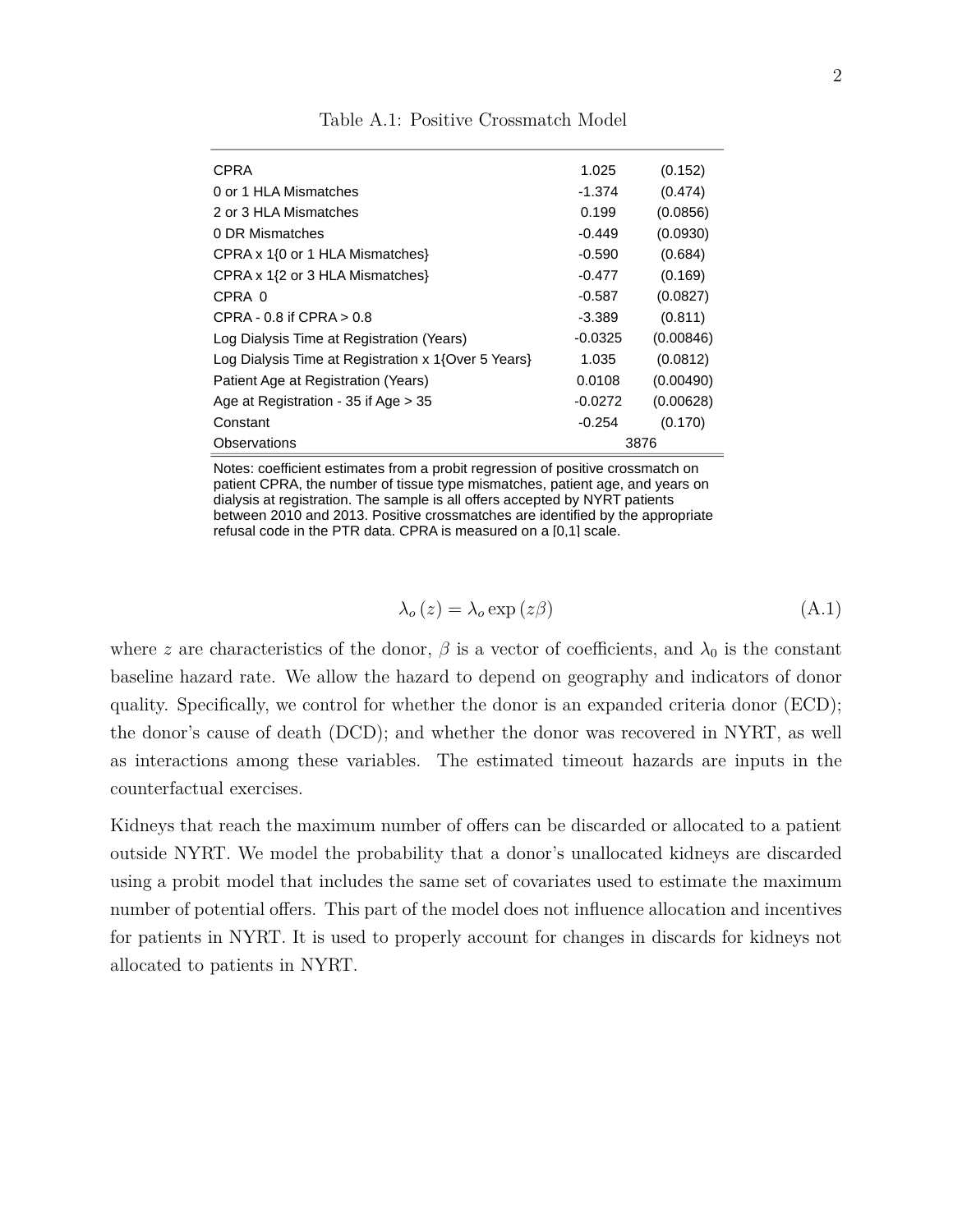Table A.1: Positive Crossmatch Model

| | | |
|---|---|---|
| CPRA | 1.025 | (0.152) |
| 0 or 1 HLA Mismatches | -1.374 | (0.474) |
| 2 or 3 HLA Mismatches | 0.199 | (0.0856) |
| 0 DR Mismatches | -0.449 | (0.0930) |
| CPRA x 1{0 or 1 HLA Mismatches} | -0.590 | (0.684) |
| CPRA x 1{2 or 3 HLA Mismatches} | -0.477 | (0.169) |
| CPRA 0 | -0.587 | (0.0827) |
| CPRA - 0.8 if CPRA > 0.8 | -3.389 | (0.811) |
| Log Dialysis Time at Registration (Years) | -0.0325 | (0.00846) |
| Log Dialysis Time at Registration x 1{Over 5 Years} | 1.035 | (0.0812) |
| Patient Age at Registration (Years) | 0.0108 | (0.00490) |
| Age at Registration - 35 if Age > 35 | -0.0272 | (0.00628) |
| Constant | -0.254 | (0.170) |
| Observations | 3876 | |

Notes: coefficient estimates from a probit regression of positive crossmatch on patient CPRA, the number of tissue type mismatches, patient age, and years on dialysis at registration. The sample is all offers accepted by NYRT patients between 2010 and 2013. Positive crossmatches are identified by the appropriate refusal code in the PTR data. CPRA is measured on a [0,1] scale.

$$\lambda_o(z) = \lambda_o \exp(z\beta) \tag{A.1}$$

where $z$ are characteristics of the donor, $\beta$ is a vector of coefficients, and $\lambda_0$ is the constant baseline hazard rate. We allow the hazard to depend on geography and indicators of donor quality. Specifically, we control for whether the donor is an expanded criteria donor (ECD); the donor's cause of death (DCD); and whether the donor was recovered in NYRT, as well as interactions among these variables. The estimated timeout hazards are inputs in the counterfactual exercises.

Kidneys that reach the maximum number of offers can be discarded or allocated to a patient outside NYRT. We model the probability that a donor's unallocated kidneys are discarded using a probit model that includes the same set of covariates used to estimate the maximum number of potential offers. This part of the model does not influence allocation and incentives for patients in NYRT. It is used to properly account for changes in discards for kidneys not allocated to patients in NYRT.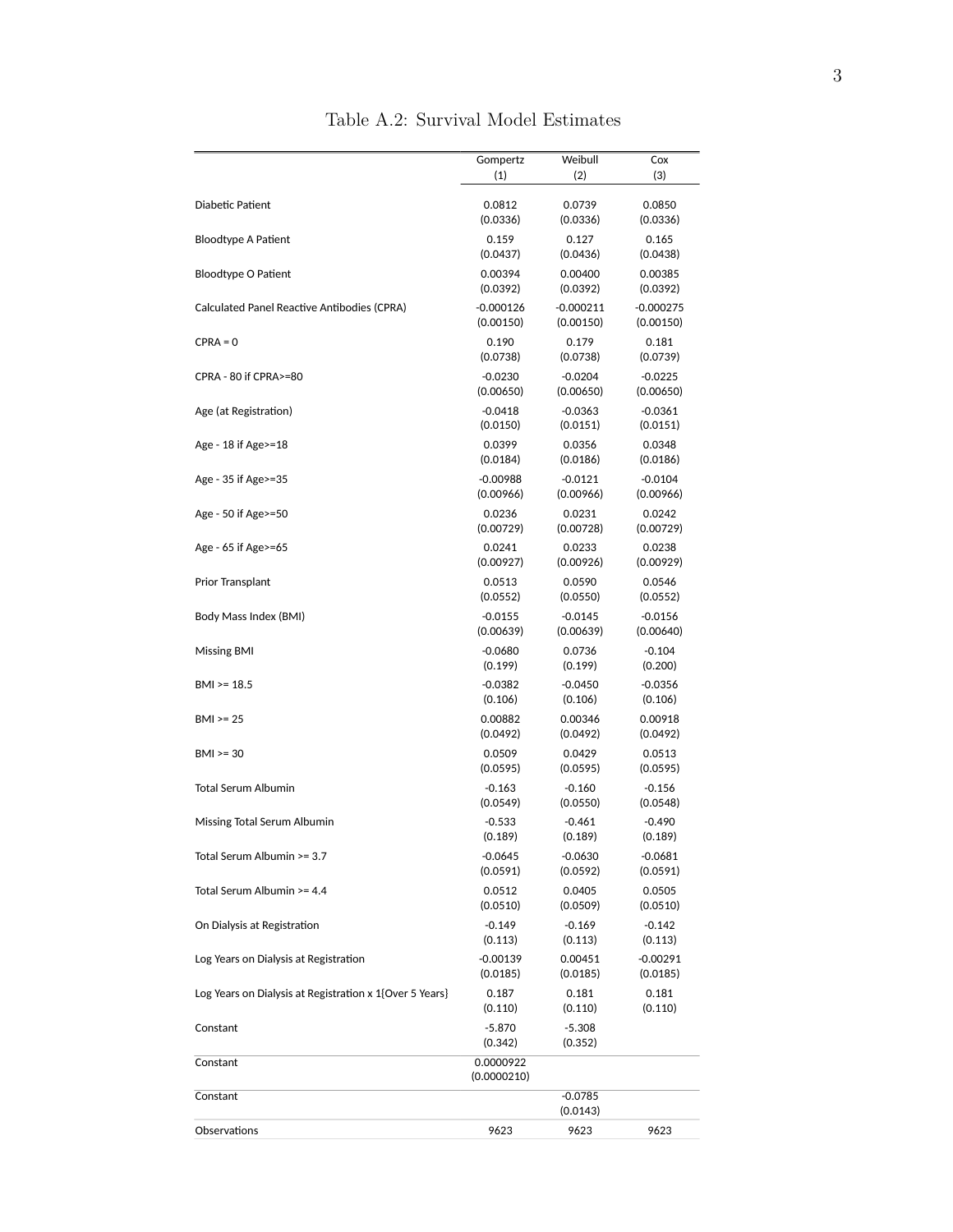Table A.2: Survival Model Estimates

| | Gompertz | Weibull | Cox |
|---|---|---|---|
| | (1) | (2) | (3) |
| Diabetic Patient | 0.0812 | 0.0739 | 0.0850 |
| | (0.0336) | (0.0336) | (0.0336) |
| Bloodtype A Patient | 0.159 | 0.127 | 0.165 |
| | (0.0437) | (0.0436) | (0.0438) |
| Bloodtype O Patient | 0.00394 | 0.00400 | 0.00385 |
| | (0.0392) | (0.0392) | (0.0392) |
| Calculated Panel Reactive Antibodies (CPRA) | -0.000126 | -0.000211 | -0.000275 |
| | (0.00150) | (0.00150) | (0.00150) |
| CPRA = 0 | 0.190 | 0.179 | 0.181 |
| | (0.0738) | (0.0738) | (0.0739) |
| CPRA - 80 if CPRA>=80 | -0.0230 | -0.0204 | -0.0225 |
| | (0.00650) | (0.00650) | (0.00650) |
| Age (at Registration) | -0.0418 | -0.0363 | -0.0361 |
| | (0.0150) | (0.0151) | (0.0151) |
| Age - 18 if Age>=18 | 0.0399 | 0.0356 | 0.0348 |
| | (0.0184) | (0.0186) | (0.0186) |
| Age - 35 if Age>=35 | -0.00988 | -0.0121 | -0.0104 |
| | (0.00966) | (0.00966) | (0.00966) |
| Age - 50 if Age>=50 | 0.0236 | 0.0231 | 0.0242 |
| | (0.00729) | (0.00728) | (0.00729) |
| Age - 65 if Age>=65 | 0.0241 | 0.0233 | 0.0238 |
| | (0.00927) | (0.00926) | (0.00929) |
| Prior Transplant | 0.0513 | 0.0590 | 0.0546 |
| | (0.0552) | (0.0550) | (0.0552) |
| Body Mass Index (BMI) | -0.0155 | -0.0145 | -0.0156 |
| | (0.00639) | (0.00639) | (0.00640) |
| Missing BMI | -0.0680 | 0.0736 | -0.104 |
| | (0.199) | (0.199) | (0.200) |
| BMI >= 18.5 | -0.0382 | -0.0450 | -0.0356 |
| | (0.106) | (0.106) | (0.106) |
| BMI >= 25 | 0.00882 | 0.00346 | 0.00918 |
| | (0.0492) | (0.0492) | (0.0492) |
| BMI >= 30 | 0.0509 | 0.0429 | 0.0513 |
| | (0.0595) | (0.0595) | (0.0595) |
| Total Serum Albumin | -0.163 | -0.160 | -0.156 |
| | (0.0549) | (0.0550) | (0.0548) |
| Missing Total Serum Albumin | -0.533 | -0.461 | -0.490 |
| | (0.189) | (0.189) | (0.189) |
| Total Serum Albumin >= 3.7 | -0.0645 | -0.0630 | -0.0681 |
| | (0.0591) | (0.0592) | (0.0591) |
| Total Serum Albumin >= 4.4 | 0.0512 | 0.0405 | 0.0505 |
| | (0.0510) | (0.0509) | (0.0510) |
| On Dialysis at Registration | -0.149 | -0.169 | -0.142 |
| | (0.113) | (0.113) | (0.113) |
| Log Years on Dialysis at Registration | -0.00139 | 0.00451 | -0.00291 |
| | (0.0185) | (0.0185) | (0.0185) |
| Log Years on Dialysis at Registration x 1{Over 5 Years} | 0.187 | 0.181 | 0.181 |
| | (0.110) | (0.110) | (0.110) |
| Constant | -5.870 | -5.308 | |
| | (0.342) | (0.352) | |
| Constant | 0.0000922 | | |
| | (0.0000210) | | |
| Constant | | -0.0785 | |
| | | (0.0143) | |
| Observations | 9623 | 9623 | 9623 |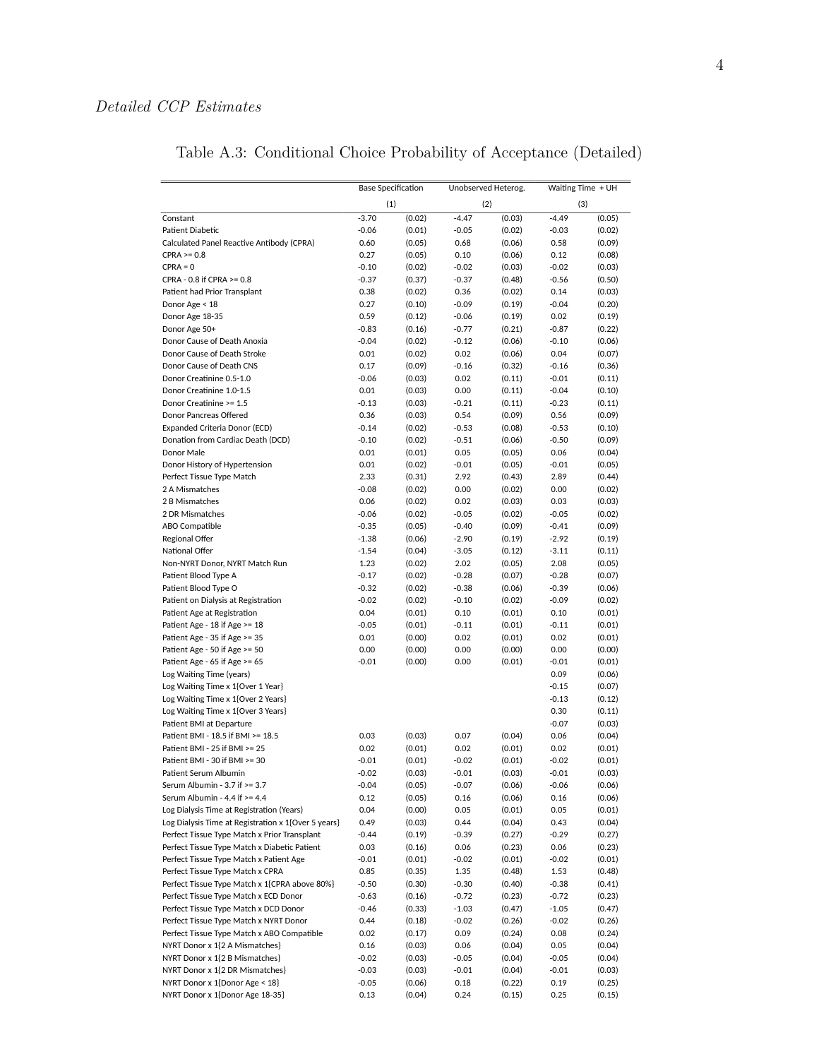*Detailed CCP Estimates*

Table A.3: Conditional Choice Probability of Acceptance (Detailed)

| | Base Specification | | Unobserved Heterog. | | Waiting Time + UH | |
|---|---|---|---|---|---|---|
| | (1) | | (2) | | (3) | |
| Constant | -3.70 | (0.02) | -4.47 | (0.03) | -4.49 | (0.05) |
| Patient Diabetic | -0.06 | (0.01) | -0.05 | (0.02) | -0.03 | (0.02) |
| Calculated Panel Reactive Antibody (CPRA) | 0.60 | (0.05) | 0.68 | (0.06) | 0.58 | (0.09) |
| CPRA >= 0.8 | 0.27 | (0.05) | 0.10 | (0.06) | 0.12 | (0.08) |
| CPRA = 0 | -0.10 | (0.02) | -0.02 | (0.03) | -0.02 | (0.03) |
| CPRA - 0.8 if CPRA >= 0.8 | -0.37 | (0.37) | -0.37 | (0.48) | -0.56 | (0.50) |
| Patient had Prior Transplant | 0.38 | (0.02) | 0.36 | (0.02) | 0.14 | (0.03) |
| Donor Age < 18 | 0.27 | (0.10) | -0.09 | (0.19) | -0.04 | (0.20) |
| Donor Age 18-35 | 0.59 | (0.12) | -0.06 | (0.19) | 0.02 | (0.19) |
| Donor Age 50+ | -0.83 | (0.16) | -0.77 | (0.21) | -0.87 | (0.22) |
| Donor Cause of Death Anoxia | -0.04 | (0.02) | -0.12 | (0.06) | -0.10 | (0.06) |
| Donor Cause of Death Stroke | 0.01 | (0.02) | 0.02 | (0.06) | 0.04 | (0.07) |
| Donor Cause of Death CNS | 0.17 | (0.09) | -0.16 | (0.32) | -0.16 | (0.36) |
| Donor Creatinine 0.5-1.0 | -0.06 | (0.03) | 0.02 | (0.11) | -0.01 | (0.11) |
| Donor Creatinine 1.0-1.5 | 0.01 | (0.03) | 0.00 | (0.11) | -0.04 | (0.10) |
| Donor Creatinine >= 1.5 | -0.13 | (0.03) | -0.21 | (0.11) | -0.23 | (0.11) |
| Donor Pancreas Offered | 0.36 | (0.03) | 0.54 | (0.09) | 0.56 | (0.09) |
| Expanded Criteria Donor (ECD) | -0.14 | (0.02) | -0.53 | (0.08) | -0.53 | (0.10) |
| Donation from Cardiac Death (DCD) | -0.10 | (0.02) | -0.51 | (0.06) | -0.50 | (0.09) |
| Donor Male | 0.01 | (0.01) | 0.05 | (0.05) | 0.06 | (0.04) |
| Donor History of Hypertension | 0.01 | (0.02) | -0.01 | (0.05) | -0.01 | (0.05) |
| Perfect Tissue Type Match | 2.33 | (0.31) | 2.92 | (0.43) | 2.89 | (0.44) |
| 2 A Mismatches | -0.08 | (0.02) | 0.00 | (0.02) | 0.00 | (0.02) |
| 2 B Mismatches | 0.06 | (0.02) | 0.02 | (0.03) | 0.03 | (0.03) |
| 2 DR Mismatches | -0.06 | (0.02) | -0.05 | (0.02) | -0.05 | (0.02) |
| ABO Compatible | -0.35 | (0.05) | -0.40 | (0.09) | -0.41 | (0.09) |
| Regional Offer | -1.38 | (0.06) | -2.90 | (0.19) | -2.92 | (0.19) |
| National Offer | -1.54 | (0.04) | -3.05 | (0.12) | -3.11 | (0.11) |
| Non-NYRT Donor, NYRT Match Run | 1.23 | (0.02) | 2.02 | (0.05) | 2.08 | (0.05) |
| Patient Blood Type A | -0.17 | (0.02) | -0.28 | (0.07) | -0.28 | (0.07) |
| Patient Blood Type O | -0.32 | (0.02) | -0.38 | (0.06) | -0.39 | (0.06) |
| Patient on Dialysis at Registration | -0.02 | (0.02) | -0.10 | (0.02) | -0.09 | (0.02) |
| Patient Age at Registration | 0.04 | (0.01) | 0.10 | (0.01) | 0.10 | (0.01) |
| Patient Age - 18 if Age >= 18 | -0.05 | (0.01) | -0.11 | (0.01) | -0.11 | (0.01) |
| Patient Age - 35 if Age >= 35 | 0.01 | (0.00) | 0.02 | (0.01) | 0.02 | (0.01) |
| Patient Age - 50 if Age >= 50 | 0.00 | (0.00) | 0.00 | (0.00) | 0.00 | (0.00) |
| Patient Age - 65 if Age >= 65 | -0.01 | (0.00) | 0.00 | (0.01) | -0.01 | (0.01) |
| Log Waiting Time (years) | | | | | 0.09 | (0.06) |
| Log Waiting Time x 1{Over 1 Year} | | | | | -0.15 | (0.07) |
| Log Waiting Time x 1{Over 2 Years} | | | | | -0.13 | (0.12) |
| Log Waiting Time x 1{Over 3 Years} | | | | | 0.30 | (0.11) |
| Patient BMI at Departure | | | | | -0.07 | (0.03) |
| Patient BMI - 18.5 if BMI >= 18.5 | 0.03 | (0.03) | 0.07 | (0.04) | 0.06 | (0.04) |
| Patient BMI - 25 if BMI >= 25 | 0.02 | (0.01) | 0.02 | (0.01) | 0.02 | (0.01) |
| Patient BMI - 30 if BMI >= 30 | -0.01 | (0.01) | -0.02 | (0.01) | -0.02 | (0.01) |
| Patient Serum Albumin | -0.02 | (0.03) | -0.01 | (0.03) | -0.01 | (0.03) |
| Serum Albumin - 3.7 if >= 3.7 | -0.04 | (0.05) | -0.07 | (0.06) | -0.06 | (0.06) |
| Serum Albumin - 4.4 if >= 4.4 | 0.12 | (0.05) | 0.16 | (0.06) | 0.16 | (0.06) |
| Log Dialysis Time at Registration (Years) | 0.04 | (0.00) | 0.05 | (0.01) | 0.05 | (0.01) |
| Log Dialysis Time at Registration x 1{Over 5 years} | 0.49 | (0.03) | 0.44 | (0.04) | 0.43 | (0.04) |
| Perfect Tissue Type Match x Prior Transplant | -0.44 | (0.19) | -0.39 | (0.27) | -0.29 | (0.27) |
| Perfect Tissue Type Match x Diabetic Patient | 0.03 | (0.16) | 0.06 | (0.23) | 0.06 | (0.23) |
| Perfect Tissue Type Match x Patient Age | -0.01 | (0.01) | -0.02 | (0.01) | -0.02 | (0.01) |
| Perfect Tissue Type Match x CPRA | 0.85 | (0.35) | 1.35 | (0.48) | 1.53 | (0.48) |
| Perfect Tissue Type Match x 1{CPRA above 80%} | -0.50 | (0.30) | -0.30 | (0.40) | -0.38 | (0.41) |
| Perfect Tissue Type Match x ECD Donor | -0.63 | (0.16) | -0.72 | (0.23) | -0.72 | (0.23) |
| Perfect Tissue Type Match x DCD Donor | -0.46 | (0.33) | -1.03 | (0.47) | -1.05 | (0.47) |
| Perfect Tissue Type Match x NYRT Donor | 0.44 | (0.18) | -0.02 | (0.26) | -0.02 | (0.26) |
| Perfect Tissue Type Match x ABO Compatible | 0.02 | (0.17) | 0.09 | (0.24) | 0.08 | (0.24) |
| NYRT Donor x 1{2 A Mismatches} | 0.16 | (0.03) | 0.06 | (0.04) | 0.05 | (0.04) |
| NYRT Donor x 1{2 B Mismatches} | -0.02 | (0.03) | -0.05 | (0.04) | -0.05 | (0.04) |
| NYRT Donor x 1{2 DR Mismatches} | -0.03 | (0.03) | -0.01 | (0.04) | -0.01 | (0.03) |
| NYRT Donor x 1{Donor Age < 18} | -0.05 | (0.06) | 0.18 | (0.22) | 0.19 | (0.25) |
| NYRT Donor x 1{Donor Age 18-35} | 0.13 | (0.04) | 0.24 | (0.15) | 0.25 | (0.15) |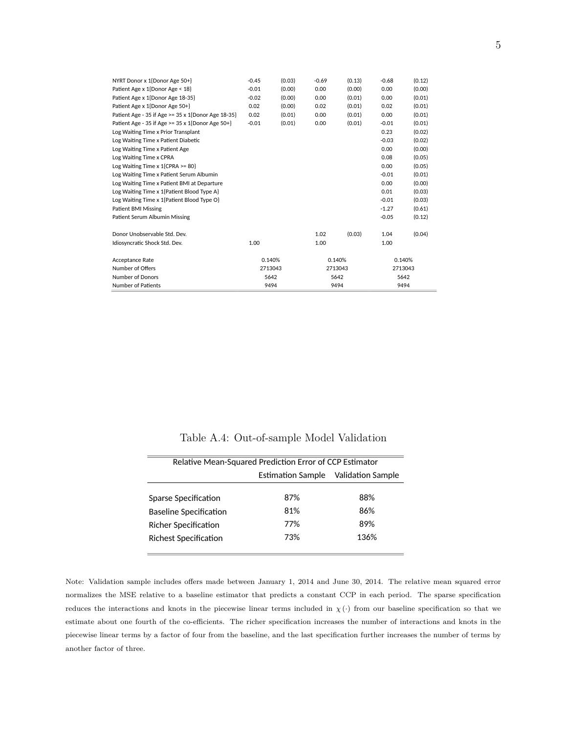| | | | | | | |
|---|---|---|---|---|---|---|
| NYRT Donor x 1{Donor Age 50+} | -0.45 | (0.03) | -0.69 | (0.13) | -0.68 | (0.12) |
| Patient Age x 1{Donor Age < 18} | -0.01 | (0.00) | 0.00 | (0.00) | 0.00 | (0.00) |
| Patient Age x 1{Donor Age 18-35} | -0.02 | (0.00) | 0.00 | (0.01) | 0.00 | (0.01) |
| Patient Age x 1{Donor Age 50+} | 0.02 | (0.00) | 0.02 | (0.01) | 0.02 | (0.01) |
| Patient Age - 35 if Age >= 35 x 1{Donor Age 18-35} | 0.02 | (0.01) | 0.00 | (0.01) | 0.00 | (0.01) |
| Patient Age - 35 if Age >= 35 x 1{Donor Age 50+} | -0.01 | (0.01) | 0.00 | (0.01) | -0.01 | (0.01) |
| Log Waiting Time x Prior Transplant | | | | | 0.23 | (0.02) |
| Log Waiting Time x Patient Diabetic | | | | | -0.03 | (0.02) |
| Log Waiting Time x Patient Age | | | | | 0.00 | (0.00) |
| Log Waiting Time x CPRA | | | | | 0.08 | (0.05) |
| Log Waiting Time x 1{CPRA >= 80} | | | | | 0.00 | (0.05) |
| Log Waiting Time x Patient Serum Albumin | | | | | -0.01 | (0.01) |
| Log Waiting Time x Patient BMI at Departure | | | | | 0.00 | (0.00) |
| Log Waiting Time x 1{Patient Blood Type A} | | | | | 0.01 | (0.03) |
| Log Waiting Time x 1{Patient Blood Type O} | | | | | -0.01 | (0.03) |
| Patient BMI Missing | | | | | -1.27 | (0.61) |
| Patient Serum Albumin Missing | | | | | -0.05 | (0.12) |
| | | | | | | |
| Donor Unobservable Std. Dev. | | | 1.02 | (0.03) | 1.04 | (0.04) |
| Idiosyncratic Shock Std. Dev. | 1.00 | | 1.00 | | 1.00 | |
| | | | | | | |
| Acceptance Rate | 0.140% | | 0.140% | | 0.140% | |
| Number of Offers | 2713043 | | 2713043 | | 2713043 | |
| Number of Donors | 5642 | | 5642 | | 5642 | |
| Number of Patients | 9494 | | 9494 | | 9494 | |

Table A.4: Out-of-sample Model Validation

| Relative Mean-Squared Prediction Error of CCP Estimator | | |
|---|---|---|
| | Estimation Sample | Validation Sample |
| Sparse Specification | 87% | 88% |
| Baseline Specification | 81% | 86% |
| Richer Specification | 77% | 89% |
| Richest Specification | 73% | 136% |

Note: Validation sample includes offers made between January 1, 2014 and June 30, 2014. The relative mean squared error normalizes the MSE relative to a baseline estimator that predicts a constant CCP in each period. The sparse specification reduces the interactions and knots in the piecewise linear terms included in $\chi(\cdot)$ from our baseline specification so that we estimate about one fourth of the co-efficients. The richer specification increases the number of interactions and knots in the piecewise linear terms by a factor of four from the baseline, and the last specification further increases the number of terms by another factor of three.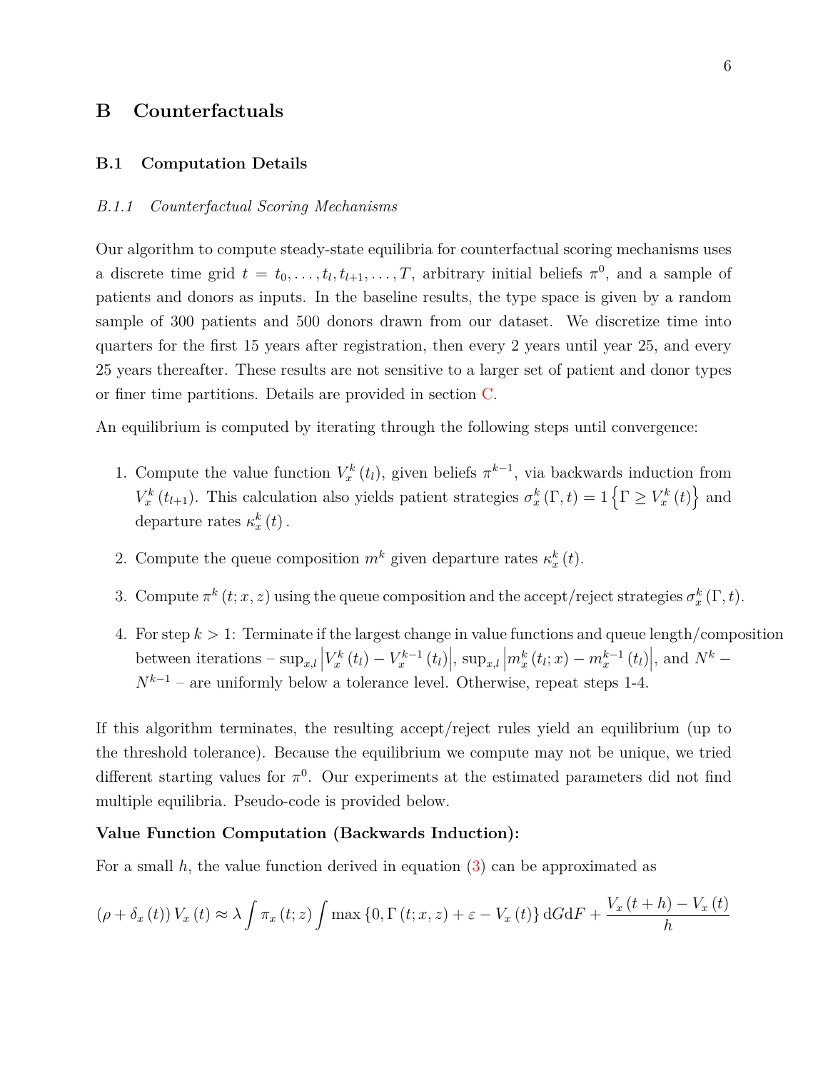# B Counterfactuals

## B.1 Computation Details

### *B.1.1 Counterfactual Scoring Mechanisms*

Our algorithm to compute steady-state equilibria for counterfactual scoring mechanisms uses a discrete time grid $t = t_0, \ldots, t_l, t_{l+1}, \ldots, T$, arbitrary initial beliefs $\pi^0$, and a sample of patients and donors as inputs. In the baseline results, the type space is given by a random sample of 300 patients and 500 donors drawn from our dataset. We discretize time into quarters for the first 15 years after registration, then every 2 years until year 25, and every 25 years thereafter. These results are not sensitive to a larger set of patient and donor types or finer time partitions. Details are provided in section C.

An equilibrium is computed by iterating through the following steps until convergence:

1. Compute the value function $V_x^k(t_l)$, given beliefs $\pi^{k-1}$, via backwards induction from $V_x^k(t_{l+1})$. This calculation also yields patient strategies $\sigma_x^k(\Gamma, t) = 1\left\{\Gamma \geq V_x^k(t)\right\}$ and departure rates $\kappa_x^k(t)$.
2. Compute the queue composition $m^k$ given departure rates $\kappa_x^k(t)$.
3. Compute $\pi^k(t; x, z)$ using the queue composition and the accept/reject strategies $\sigma_x^k(\Gamma, t)$.
4. For step $k > 1$: Terminate if the largest change in value functions and queue length/composition between iterations – $\sup_{x,l}\left|V_x^k(t_l) - V_x^{k-1}(t_l)\right|$, $\sup_{x,l}\left|m_x^k(t_l; x) - m_x^{k-1}(t_l)\right|$, and $N^k - N^{k-1}$ – are uniformly below a tolerance level. Otherwise, repeat steps 1-4.

If this algorithm terminates, the resulting accept/reject rules yield an equilibrium (up to the threshold tolerance). Because the equilibrium we compute may not be unique, we tried different starting values for $\pi^0$. Our experiments at the estimated parameters did not find multiple equilibria. Pseudo-code is provided below.

**Value Function Computation (Backwards Induction):**

For a small $h$, the value function derived in equation (3) can be approximated as

$$(\rho + \delta_x(t)) V_x(t) \approx \lambda \int \pi_x(t; z) \int \max\{0, \Gamma(t; x, z) + \varepsilon - V_x(t)\} \, \mathrm{d}G \mathrm{d}F + \frac{V_x(t+h) - V_x(t)}{h}$$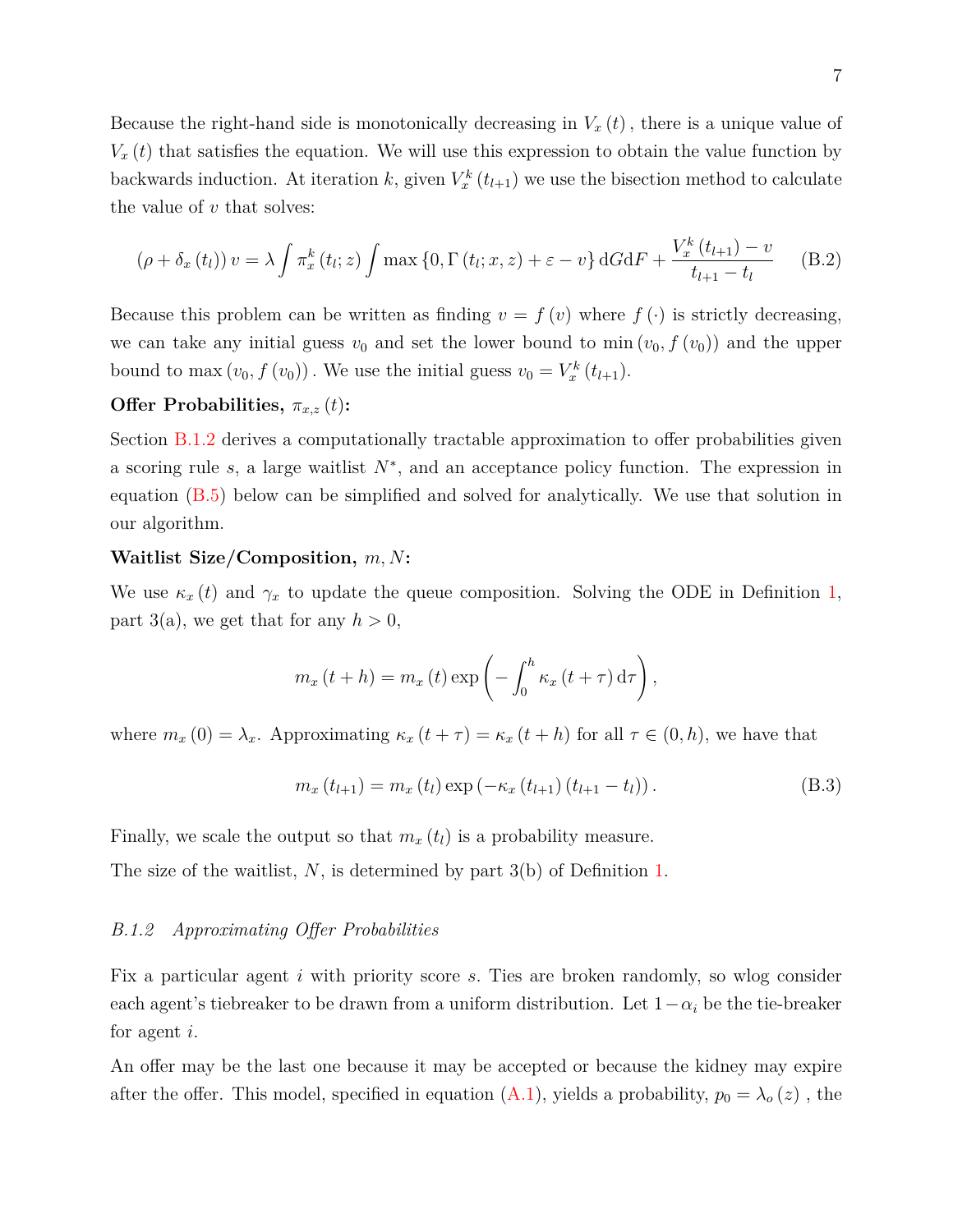Because the right-hand side is monotonically decreasing in $V_x(t)$, there is a unique value of $V_x(t)$ that satisfies the equation. We will use this expression to obtain the value function by backwards induction. At iteration $k$, given $V_x^k(t_{l+1})$ we use the bisection method to calculate the value of $v$ that solves:

$$(\rho + \delta_x(t_l))\, v = \lambda \int \pi_x^k(t_l; z) \int \max\{0, \Gamma(t_l; x, z) + \varepsilon - v\}\, \mathrm{d}G \mathrm{d}F + \frac{V_x^k(t_{l+1}) - v}{t_{l+1} - t_l} \tag{B.2}$$

Because this problem can be written as finding $v = f(v)$ where $f(\cdot)$ is strictly decreasing, we can take any initial guess $v_0$ and set the lower bound to $\min(v_0, f(v_0))$ and the upper bound to $\max(v_0, f(v_0))$. We use the initial guess $v_0 = V_x^k(t_{l+1})$.

**Offer Probabilities,** $\pi_{x,z}(t)$**:**

Section B.1.2 derives a computationally tractable approximation to offer probabilities given a scoring rule $s$, a large waitlist $N^*$, and an acceptance policy function. The expression in equation (B.5) below can be simplified and solved for analytically. We use that solution in our algorithm.

**Waitlist Size/Composition,** $m, N$**:**

We use $\kappa_x(t)$ and $\gamma_x$ to update the queue composition. Solving the ODE in Definition 1, part 3(a), we get that for any $h > 0$,

$$m_x(t+h) = m_x(t) \exp\left(-\int_0^h \kappa_x(t+\tau)\, \mathrm{d}\tau\right),$$

where $m_x(0) = \lambda_x$. Approximating $\kappa_x(t+\tau) = \kappa_x(t+h)$ for all $\tau \in (0, h)$, we have that

$$m_x(t_{l+1}) = m_x(t_l) \exp\left(-\kappa_x(t_{l+1})(t_{l+1} - t_l)\right). \tag{B.3}$$

Finally, we scale the output so that $m_x(t_l)$ is a probability measure.

The size of the waitlist, $N$, is determined by part 3(b) of Definition 1.

### *B.1.2 Approximating Offer Probabilities*

Fix a particular agent $i$ with priority score $s$. Ties are broken randomly, so wlog consider each agent's tiebreaker to be drawn from a uniform distribution. Let $1 - \alpha_i$ be the tie-breaker for agent $i$.

An offer may be the last one because it may be accepted or because the kidney may expire after the offer. This model, specified in equation (A.1), yields a probability, $p_0 = \lambda_o(z)$, the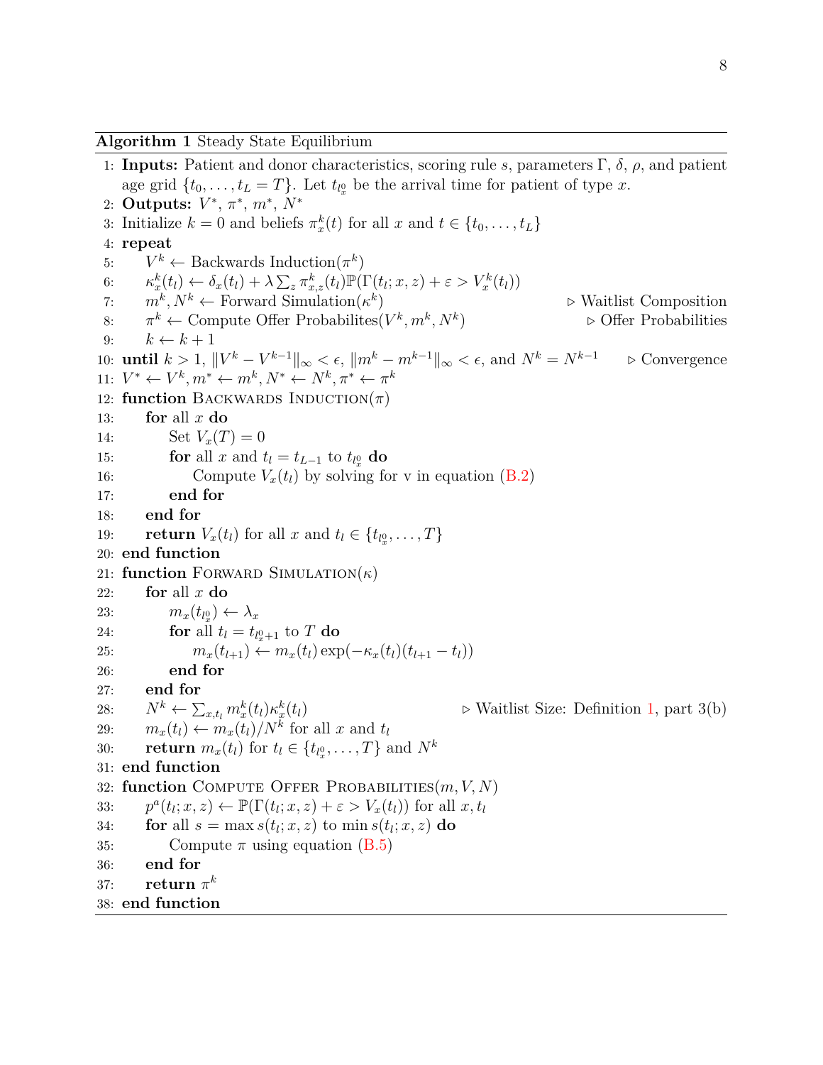**Algorithm 1** Steady State Equilibrium

```
1: Inputs: Patient and donor characteristics, scoring rule s, parameters Γ, δ, ρ, and patient
   age grid {t_0, ..., t_L = T}. Let t_{l_x^0} be the arrival time for patient of type x.
2: Outputs: V*, π*, m*, N*
3: Initialize k = 0 and beliefs π_x^k(t) for all x and t ∈ {t_0, ..., t_L}
4: repeat
5:     V^k ← Backwards Induction(π^k)
6:     κ_x^k(t_l) ← δ_x(t_l) + λ Σ_z π_{x,z}^k(t_l) P(Γ(t_l; x, z) + ε > V_x^k(t_l))
7:     m^k, N^k ← Forward Simulation(κ^k)                          ▷ Waitlist Composition
8:     π^k ← Compute Offer Probabilites(V^k, m^k, N^k)              ▷ Offer Probabilities
9:     k ← k + 1
10: until k > 1, ||V^k − V^{k−1}||_∞ < ϵ, ||m^k − m^{k−1}||_∞ < ϵ, and N^k = N^{k−1}   ▷ Convergence
11: V* ← V^k, m* ← m^k, N* ← N^k, π* ← π^k
12: function Backwards Induction(π)
13:     for all x do
14:         Set V_x(T) = 0
15:         for all x and t_l = t_{L−1} to t_{l_x^0} do
16:             Compute V_x(t_l) by solving for v in equation (B.2)
17:         end for
18:     end for
19:     return V_x(t_l) for all x and t_l ∈ {t_{l_x^0}, ..., T}
20: end function
21: function Forward Simulation(κ)
22:     for all x do
23:         m_x(t_{l_x^0}) ← λ_x
24:         for all t_l = t_{l_x^0+1} to T do
25:             m_x(t_{l+1}) ← m_x(t_l) exp(−κ_x(t_l)(t_{l+1} − t_l))
26:         end for
27:     end for
28:     N^k ← Σ_{x,t_l} m_x^k(t_l) κ_x^k(t_l)                ▷ Waitlist Size: Definition 1, part 3(b)
29:     m_x(t_l) ← m_x(t_l)/N^k for all x and t_l
30:     return m_x(t_l) for t_l ∈ {t_{l_x^0}, ..., T} and N^k
31: end function
32: function Compute Offer Probabilities(m, V, N)
33:     p^a(t_l; x, z) ← P(Γ(t_l; x, z) + ε > V_x(t_l)) for all x, t_l
34:     for all s = max s(t_l; x, z) to min s(t_l; x, z) do
35:         Compute π using equation (B.5)
36:     end for
37:     return π^k
38: end function
```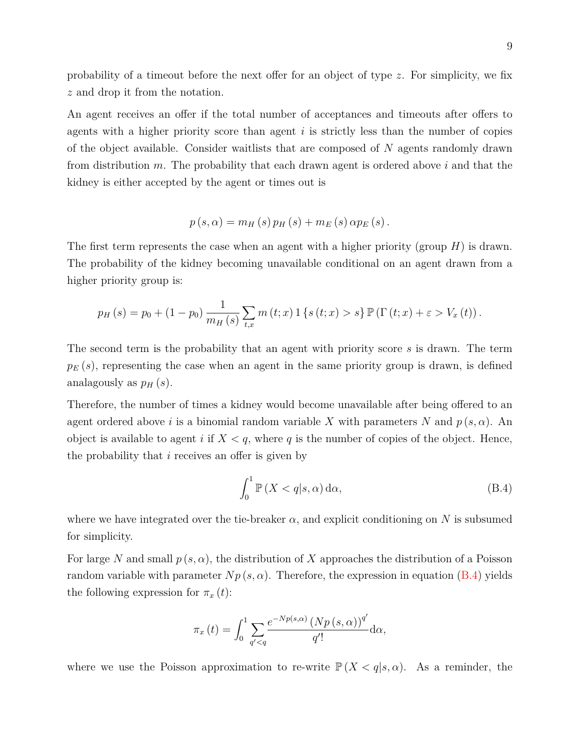probability of a timeout before the next offer for an object of type $z$. For simplicity, we fix $z$ and drop it from the notation.

An agent receives an offer if the total number of acceptances and timeouts after offers to agents with a higher priority score than agent $i$ is strictly less than the number of copies of the object available. Consider waitlists that are composed of $N$ agents randomly drawn from distribution $m$. The probability that each drawn agent is ordered above $i$ and that the kidney is either accepted by the agent or times out is

$$p(s, \alpha) = m_H(s) p_H(s) + m_E(s) \alpha p_E(s).$$

The first term represents the case when an agent with a higher priority (group $H$) is drawn. The probability of the kidney becoming unavailable conditional on an agent drawn from a higher priority group is:

$$p_H(s) = p_0 + (1 - p_0) \frac{1}{m_H(s)} \sum_{t,x} m(t; x) 1\{s(t; x) > s\} \mathbb{P}(\Gamma(t; x) + \varepsilon > V_x(t)).$$

The second term is the probability that an agent with priority score $s$ is drawn. The term $p_E(s)$, representing the case when an agent in the same priority group is drawn, is defined analagously as $p_H(s)$.

Therefore, the number of times a kidney would become unavailable after being offered to an agent ordered above $i$ is a binomial random variable $X$ with parameters $N$ and $p(s, \alpha)$. An object is available to agent $i$ if $X < q$, where $q$ is the number of copies of the object. Hence, the probability that $i$ receives an offer is given by

$$\int_0^1 \mathbb{P}(X < q | s, \alpha) \, \mathrm{d}\alpha, \tag{B.4}$$

where we have integrated over the tie-breaker $\alpha$, and explicit conditioning on $N$ is subsumed for simplicity.

For large $N$ and small $p(s, \alpha)$, the distribution of $X$ approaches the distribution of a Poisson random variable with parameter $Np(s, \alpha)$. Therefore, the expression in equation (B.4) yields the following expression for $\pi_x(t)$:

$$\pi_x(t) = \int_0^1 \sum_{q' < q} \frac{e^{-Np(s,\alpha)} (Np(s, \alpha))^{q'}}{q'!} \mathrm{d}\alpha,$$

where we use the Poisson approximation to re-write $\mathbb{P}(X < q | s, \alpha)$. As a reminder, the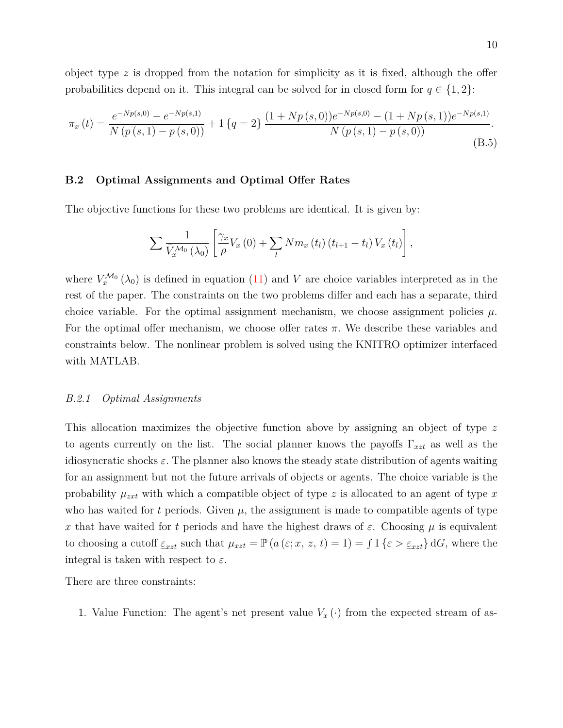object type $z$ is dropped from the notation for simplicity as it is fixed, although the offer probabilities depend on it. This integral can be solved for in closed form for $q \in \{1, 2\}$:

$$\pi_x(t) = \frac{e^{-Np(s,0)} - e^{-Np(s,1)}}{N(p(s,1) - p(s,0))} + 1\{q=2\} \frac{(1 + Np(s,0))e^{-Np(s,0)} - (1 + Np(s,1))e^{-Np(s,1)}}{N(p(s,1) - p(s,0))}. \tag{B.5}$$

### B.2 Optimal Assignments and Optimal Offer Rates

The objective functions for these two problems are identical. It is given by:

$$\sum \frac{1}{\bar{V}_x^{\mathcal{M}_0}(\lambda_0)} \left[ \frac{\gamma_x}{\rho} V_x(0) + \sum_l N m_x(t_l)(t_{l+1} - t_l) V_x(t_l) \right],$$

where $\bar{V}_x^{\mathcal{M}_0}(\lambda_0)$ is defined in equation (11) and $V$ are choice variables interpreted as in the rest of the paper. The constraints on the two problems differ and each has a separate, third choice variable. For the optimal assignment mechanism, we choose assignment policies $\mu$. For the optimal offer mechanism, we choose offer rates $\pi$. We describe these variables and constraints below. The nonlinear problem is solved using the KNITRO optimizer interfaced with MATLAB.

#### *B.2.1 Optimal Assignments*

This allocation maximizes the objective function above by assigning an object of type $z$ to agents currently on the list. The social planner knows the payoffs $\Gamma_{xzt}$ as well as the idiosyncratic shocks $\varepsilon$. The planner also knows the steady state distribution of agents waiting for an assignment but not the future arrivals of objects or agents. The choice variable is the probability $\mu_{xzt}$ with which a compatible object of type $z$ is allocated to an agent of type $x$ who has waited for $t$ periods. Given $\mu$, the assignment is made to compatible agents of type $x$ that have waited for $t$ periods and have the highest draws of $\varepsilon$. Choosing $\mu$ is equivalent to choosing a cutoff $\underline{\varepsilon}_{xzt}$ such that $\mu_{xzt} = \mathbb{P}(a(\varepsilon; x, z, t) = 1) = \int 1\{\varepsilon > \underline{\varepsilon}_{xzt}\} \, \mathrm{d}G$, where the integral is taken with respect to $\varepsilon$.

There are three constraints:

1. Value Function: The agent's net present value $V_x(\cdot)$ from the expected stream of as-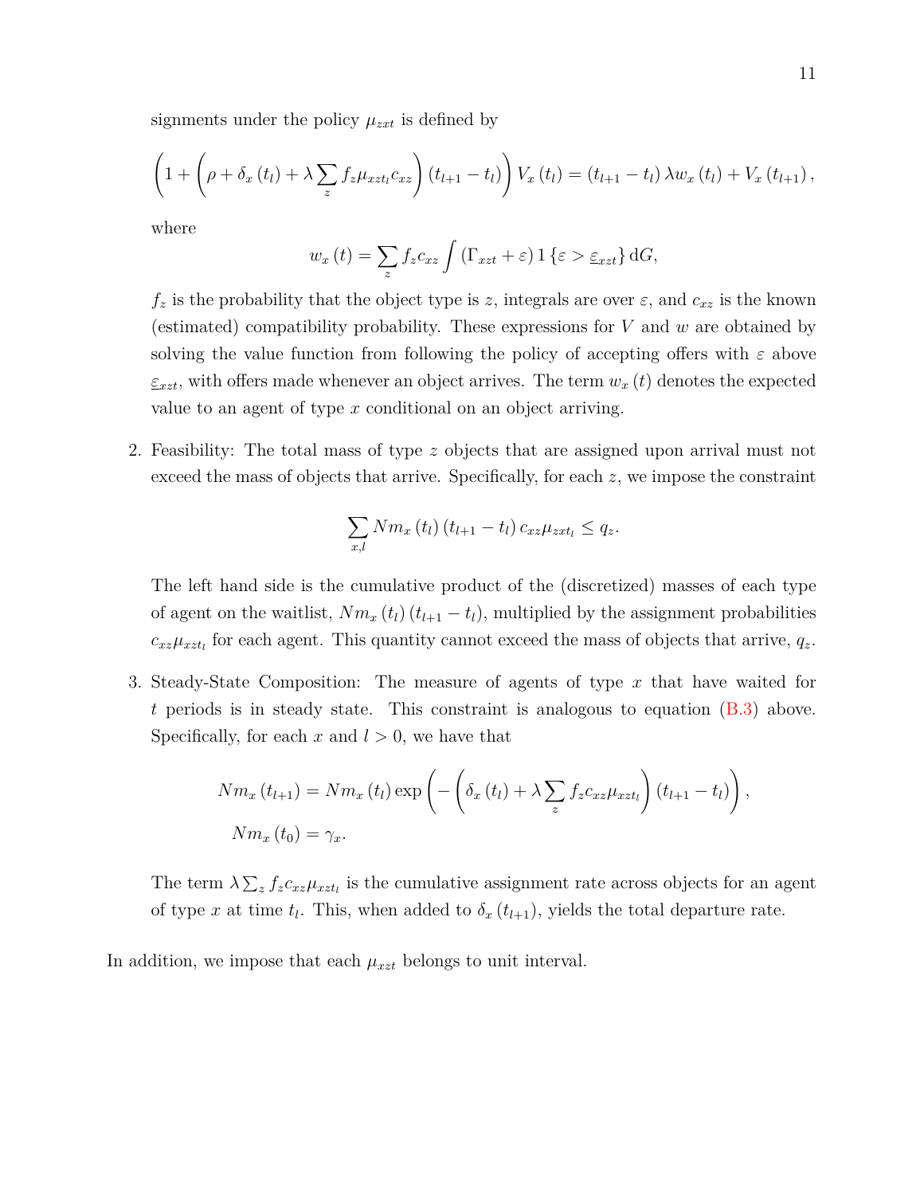signments under the policy $\mu_{zxt}$ is defined by

$$\left(1+\left(\rho+\delta_x\left(t_l\right)+\lambda\sum_z f_z\mu_{xzt_l}c_{xz}\right)\left(t_{l+1}-t_l\right)\right)V_x\left(t_l\right)=\left(t_{l+1}-t_l\right)\lambda w_x\left(t_l\right)+V_x\left(t_{l+1}\right),$$

where

$$w_x\left(t\right)=\sum_z f_z c_{xz}\int\left(\Gamma_{xzt}+\varepsilon\right)1\left\{\varepsilon>\underline{\varepsilon}_{xzt}\right\}\mathrm{d}G,$$

$f_z$ is the probability that the object type is $z$, integrals are over $\varepsilon$, and $c_{xz}$ is the known (estimated) compatibility probability. These expressions for $V$ and $w$ are obtained by solving the value function from following the policy of accepting offers with $\varepsilon$ above $\underline{\varepsilon}_{xzt}$, with offers made whenever an object arrives. The term $w_x\left(t\right)$ denotes the expected value to an agent of type $x$ conditional on an object arriving.

2. Feasibility: The total mass of type $z$ objects that are assigned upon arrival must not exceed the mass of objects that arrive. Specifically, for each $z$, we impose the constraint

$$\sum_{x,l} Nm_x\left(t_l\right)\left(t_{l+1}-t_l\right)c_{xz}\mu_{zxt_l}\leq q_z.$$

The left hand side is the cumulative product of the (discretized) masses of each type of agent on the waitlist, $Nm_x\left(t_l\right)\left(t_{l+1}-t_l\right)$, multiplied by the assignment probabilities $c_{xz}\mu_{zxt_l}$ for each agent. This quantity cannot exceed the mass of objects that arrive, $q_z$.

3. Steady-State Composition: The measure of agents of type $x$ that have waited for $t$ periods is in steady state. This constraint is analogous to equation (B.3) above. Specifically, for each $x$ and $l>0$, we have that

$$\begin{aligned}Nm_x\left(t_{l+1}\right)&=Nm_x\left(t_l\right)\exp\left(-\left(\delta_x\left(t_l\right)+\lambda\sum_z f_z c_{xz}\mu_{xzt_l}\right)\left(t_{l+1}-t_l\right)\right),\\ Nm_x\left(t_0\right)&=\gamma_x.\end{aligned}$$

The term $\lambda\sum_z f_z c_{xz}\mu_{xzt_l}$ is the cumulative assignment rate across objects for an agent of type $x$ at time $t_l$. This, when added to $\delta_x\left(t_{l+1}\right)$, yields the total departure rate.

In addition, we impose that each $\mu_{xzt}$ belongs to unit interval.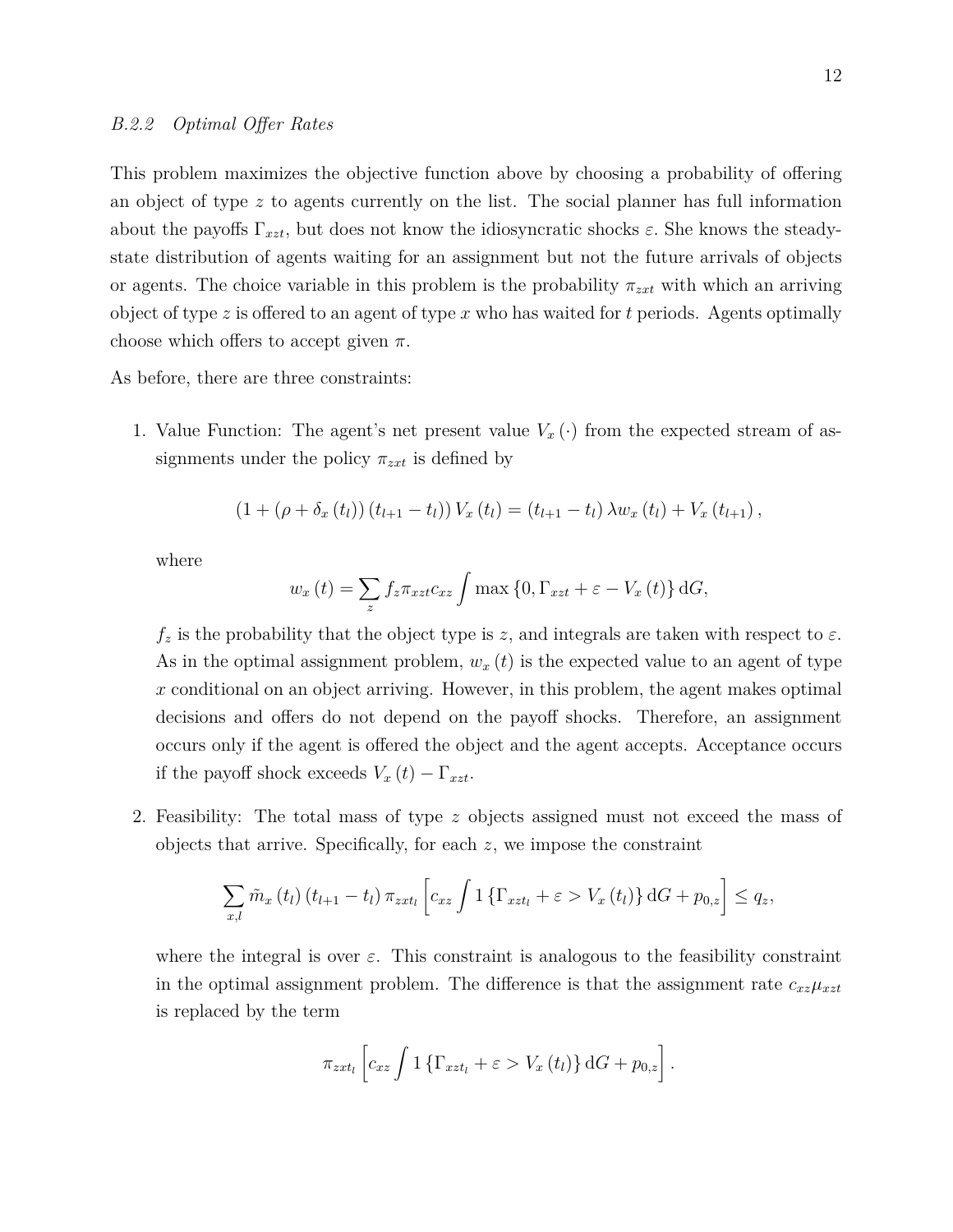#### B.2.2 *Optimal Offer Rates*

This problem maximizes the objective function above by choosing a probability of offering an object of type $z$ to agents currently on the list. The social planner has full information about the payoffs $\Gamma_{xzt}$, but does not know the idiosyncratic shocks $\varepsilon$. She knows the steady-state distribution of agents waiting for an assignment but not the future arrivals of objects or agents. The choice variable in this problem is the probability $\pi_{zxt}$ with which an arriving object of type $z$ is offered to an agent of type $x$ who has waited for $t$ periods. Agents optimally choose which offers to accept given $\pi$.

As before, there are three constraints:

1. Value Function: The agent's net present value $V_x(\cdot)$ from the expected stream of assignments under the policy $\pi_{zxt}$ is defined by

   $$(1 + (\rho + \delta_x(t_l))(t_{l+1} - t_l)) V_x(t_l) = (t_{l+1} - t_l) \lambda w_x(t_l) + V_x(t_{l+1}),$$

   where

   $$w_x(t) = \sum_z f_z \pi_{xzt} c_{xz} \int \max\{0, \Gamma_{xzt} + \varepsilon - V_x(t)\} \, \mathrm{d}G,$$

   $f_z$ is the probability that the object type is $z$, and integrals are taken with respect to $\varepsilon$. As in the optimal assignment problem, $w_x(t)$ is the expected value to an agent of type $x$ conditional on an object arriving. However, in this problem, the agent makes optimal decisions and offers do not depend on the payoff shocks. Therefore, an assignment occurs only if the agent is offered the object and the agent accepts. Acceptance occurs if the payoff shock exceeds $V_x(t) - \Gamma_{xzt}$.

2. Feasibility: The total mass of type $z$ objects assigned must not exceed the mass of objects that arrive. Specifically, for each $z$, we impose the constraint

   $$\sum_{x,l} \tilde{m}_x(t_l)(t_{l+1} - t_l) \pi_{zxt_l} \left[ c_{xz} \int 1\{\Gamma_{xzt_l} + \varepsilon > V_x(t_l)\} \, \mathrm{d}G + p_{0,z} \right] \leq q_z,$$

   where the integral is over $\varepsilon$. This constraint is analogous to the feasibility constraint in the optimal assignment problem. The difference is that the assignment rate $c_{xz}\mu_{xzt}$ is replaced by the term

   $$\pi_{zxt_l} \left[ c_{xz} \int 1\{\Gamma_{xzt_l} + \varepsilon > V_x(t_l)\} \, \mathrm{d}G + p_{0,z} \right].$$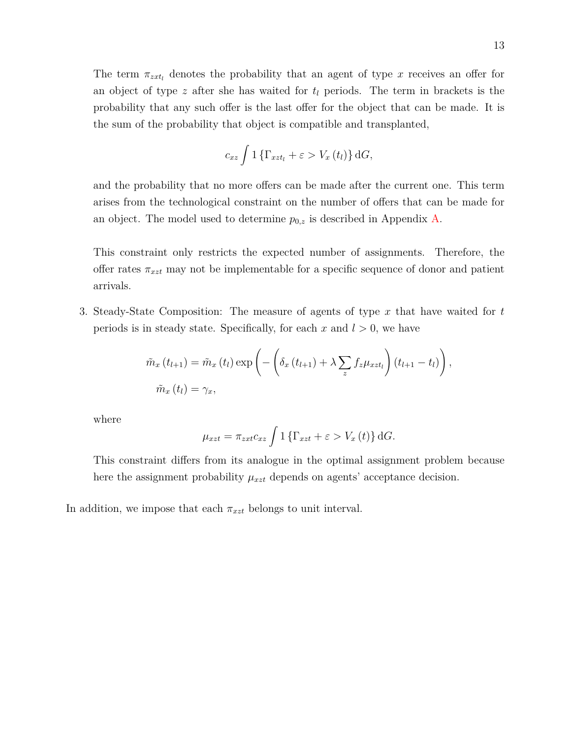The term $\pi_{zxt_l}$ denotes the probability that an agent of type $x$ receives an offer for an object of type $z$ after she has waited for $t_l$ periods. The term in brackets is the probability that any such offer is the last offer for the object that can be made. It is the sum of the probability that object is compatible and transplanted,

$$c_{xz} \int 1\left\{\Gamma_{xzt_l} + \varepsilon > V_x\left(t_l\right)\right\} \mathrm{d}G,$$

and the probability that no more offers can be made after the current one. This term arises from the technological constraint on the number of offers that can be made for an object. The model used to determine $p_{0,z}$ is described in Appendix A.

This constraint only restricts the expected number of assignments. Therefore, the offer rates $\pi_{xzt}$ may not be implementable for a specific sequence of donor and patient arrivals.

3. Steady-State Composition: The measure of agents of type $x$ that have waited for $t$ periods is in steady state. Specifically, for each $x$ and $l > 0$, we have

$$\begin{aligned}
\tilde{m}_x\left(t_{l+1}\right) &= \tilde{m}_x\left(t_l\right) \exp\left(-\left(\delta_x\left(t_{l+1}\right) + \lambda \sum_z f_z \mu_{xzt_l}\right)\left(t_{l+1} - t_l\right)\right), \\
\tilde{m}_x\left(t_l\right) &= \gamma_x,
\end{aligned}$$

where

$$\mu_{xzt} = \pi_{zxt} c_{xz} \int 1\left\{\Gamma_{xzt} + \varepsilon > V_x\left(t\right)\right\} \mathrm{d}G.$$

This constraint differs from its analogue in the optimal assignment problem because here the assignment probability $\mu_{xzt}$ depends on agents' acceptance decision.

In addition, we impose that each $\pi_{xzt}$ belongs to unit interval.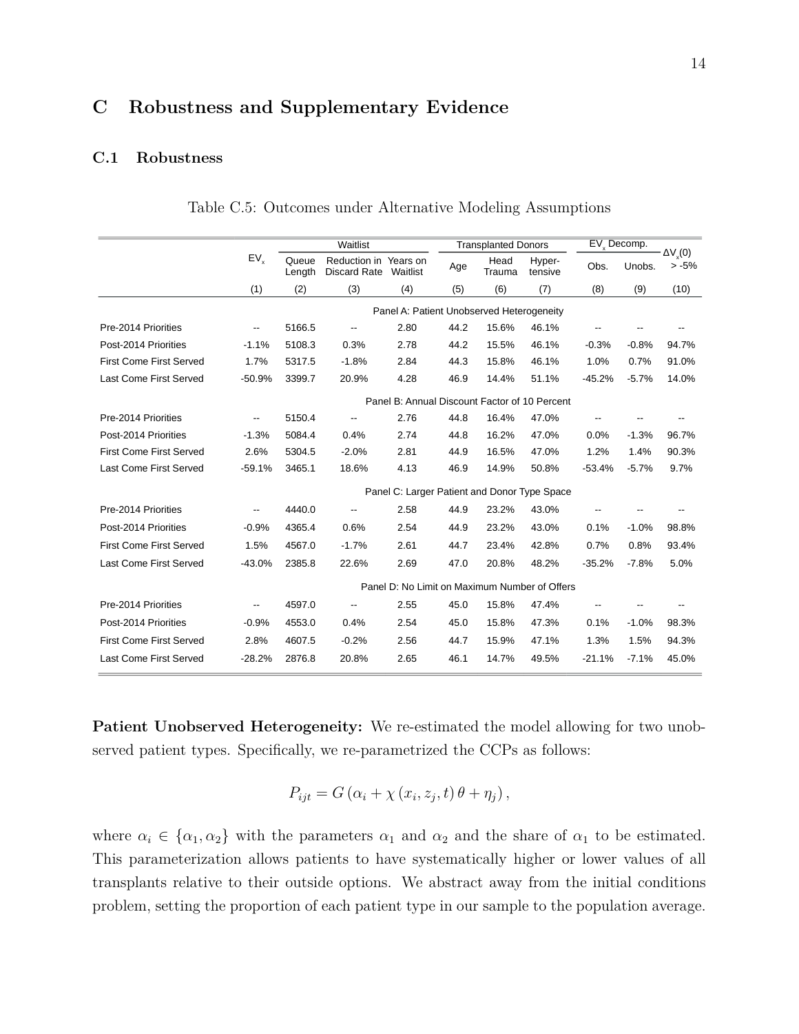# C Robustness and Supplementary Evidence

## C.1 Robustness

Table C.5: Outcomes under Alternative Modeling Assumptions

| | $EV_x$ | Waitlist | | | Transplanted Donors | | | $EV_x$ Decomp. | | $\Delta V_x(0)$ |
|---|---|---|---|---|---|---|---|---|---|---|
| | | Queue Length | Reduction in Discard Rate | Years on Waitlist | Age | Head Trauma | Hyper-tensive | Obs. | Unobs. | > -5% |
| | (1) | (2) | (3) | (4) | (5) | (6) | (7) | (8) | (9) | (10) |
| **Panel A: Patient Unobserved Heterogeneity** | | | | | | | | | | |
| Pre-2014 Priorities | -- | 5166.5 | -- | 2.80 | 44.2 | 15.6% | 46.1% | -- | -- | -- |
| Post-2014 Priorities | -1.1% | 5108.3 | 0.3% | 2.78 | 44.2 | 15.5% | 46.1% | -0.3% | -0.8% | 94.7% |
| First Come First Served | 1.7% | 5317.5 | -1.8% | 2.84 | 44.3 | 15.8% | 46.1% | 1.0% | 0.7% | 91.0% |
| Last Come First Served | -50.9% | 3399.7 | 20.9% | 4.28 | 46.9 | 14.4% | 51.1% | -45.2% | -5.7% | 14.0% |
| **Panel B: Annual Discount Factor of 10 Percent** | | | | | | | | | | |
| Pre-2014 Priorities | -- | 5150.4 | -- | 2.76 | 44.8 | 16.4% | 47.0% | -- | -- | -- |
| Post-2014 Priorities | -1.3% | 5084.4 | 0.4% | 2.74 | 44.8 | 16.2% | 47.0% | 0.0% | -1.3% | 96.7% |
| First Come First Served | 2.6% | 5304.5 | -2.0% | 2.81 | 44.9 | 16.5% | 47.0% | 1.2% | 1.4% | 90.3% |
| Last Come First Served | -59.1% | 3465.1 | 18.6% | 4.13 | 46.9 | 14.9% | 50.8% | -53.4% | -5.7% | 9.7% |
| **Panel C: Larger Patient and Donor Type Space** | | | | | | | | | | |
| Pre-2014 Priorities | -- | 4440.0 | -- | 2.58 | 44.9 | 23.2% | 43.0% | -- | -- | -- |
| Post-2014 Priorities | -0.9% | 4365.4 | 0.6% | 2.54 | 44.9 | 23.2% | 43.0% | 0.1% | -1.0% | 98.8% |
| First Come First Served | 1.5% | 4567.0 | -1.7% | 2.61 | 44.7 | 23.4% | 42.8% | 0.7% | 0.8% | 93.4% |
| Last Come First Served | -43.0% | 2385.8 | 22.6% | 2.69 | 47.0 | 20.8% | 48.2% | -35.2% | -7.8% | 5.0% |
| **Panel D: No Limit on Maximum Number of Offers** | | | | | | | | | | |
| Pre-2014 Priorities | -- | 4597.0 | -- | 2.55 | 45.0 | 15.8% | 47.4% | -- | -- | -- |
| Post-2014 Priorities | -0.9% | 4553.0 | 0.4% | 2.54 | 45.0 | 15.8% | 47.3% | 0.1% | -1.0% | 98.3% |
| First Come First Served | 2.8% | 4607.5 | -0.2% | 2.56 | 44.7 | 15.9% | 47.1% | 1.3% | 1.5% | 94.3% |
| Last Come First Served | -28.2% | 2876.8 | 20.8% | 2.65 | 46.1 | 14.7% | 49.5% | -21.1% | -7.1% | 45.0% |

**Patient Unobserved Heterogeneity:** We re-estimated the model allowing for two unobserved patient types. Specifically, we re-parametrized the CCPs as follows:

$$P_{ijt} = G\left(\alpha_i + \chi\left(x_i, z_j, t\right)\theta + \eta_j\right),$$

where $\alpha_i \in \{\alpha_1, \alpha_2\}$ with the parameters $\alpha_1$ and $\alpha_2$ and the share of $\alpha_1$ to be estimated. This parameterization allows patients to have systematically higher or lower values of all transplants relative to their outside options. We abstract away from the initial conditions problem, setting the proportion of each patient type in our sample to the population average.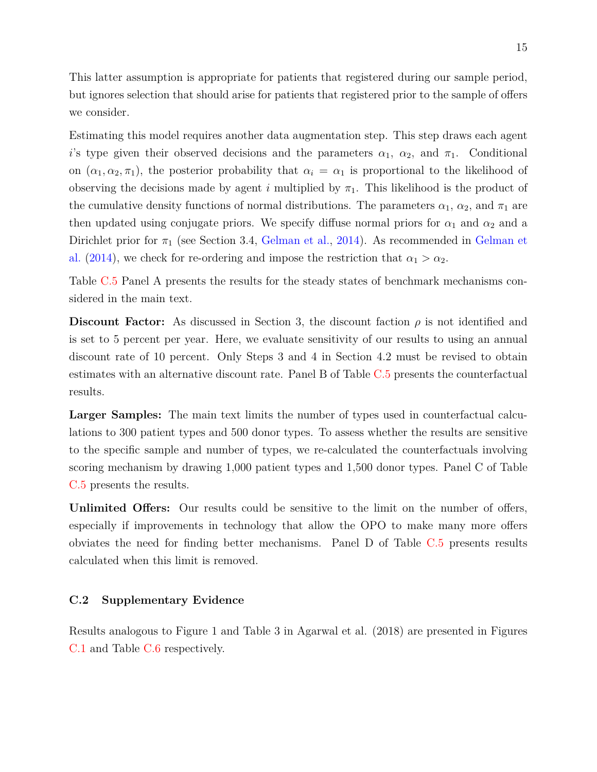This latter assumption is appropriate for patients that registered during our sample period, but ignores selection that should arise for patients that registered prior to the sample of offers we consider.

Estimating this model requires another data augmentation step. This step draws each agent $i$'s type given their observed decisions and the parameters $\alpha_1$, $\alpha_2$, and $\pi_1$. Conditional on $(\alpha_1, \alpha_2, \pi_1)$, the posterior probability that $\alpha_i = \alpha_1$ is proportional to the likelihood of observing the decisions made by agent $i$ multiplied by $\pi_1$. This likelihood is the product of the cumulative density functions of normal distributions. The parameters $\alpha_1$, $\alpha_2$, and $\pi_1$ are then updated using conjugate priors. We specify diffuse normal priors for $\alpha_1$ and $\alpha_2$ and a Dirichlet prior for $\pi_1$ (see Section 3.4, Gelman et al., 2014). As recommended in Gelman et al. (2014), we check for re-ordering and impose the restriction that $\alpha_1 > \alpha_2$.

Table C.5 Panel A presents the results for the steady states of benchmark mechanisms considered in the main text.

**Discount Factor:** As discussed in Section 3, the discount faction $\rho$ is not identified and is set to 5 percent per year. Here, we evaluate sensitivity of our results to using an annual discount rate of 10 percent. Only Steps 3 and 4 in Section 4.2 must be revised to obtain estimates with an alternative discount rate. Panel B of Table C.5 presents the counterfactual results.

**Larger Samples:** The main text limits the number of types used in counterfactual calculations to 300 patient types and 500 donor types. To assess whether the results are sensitive to the specific sample and number of types, we re-calculated the counterfactuals involving scoring mechanism by drawing 1,000 patient types and 1,500 donor types. Panel C of Table C.5 presents the results.

**Unlimited Offers:** Our results could be sensitive to the limit on the number of offers, especially if improvements in technology that allow the OPO to make many more offers obviates the need for finding better mechanisms. Panel D of Table C.5 presents results calculated when this limit is removed.

### C.2 Supplementary Evidence

Results analogous to Figure 1 and Table 3 in Agarwal et al. (2018) are presented in Figures C.1 and Table C.6 respectively.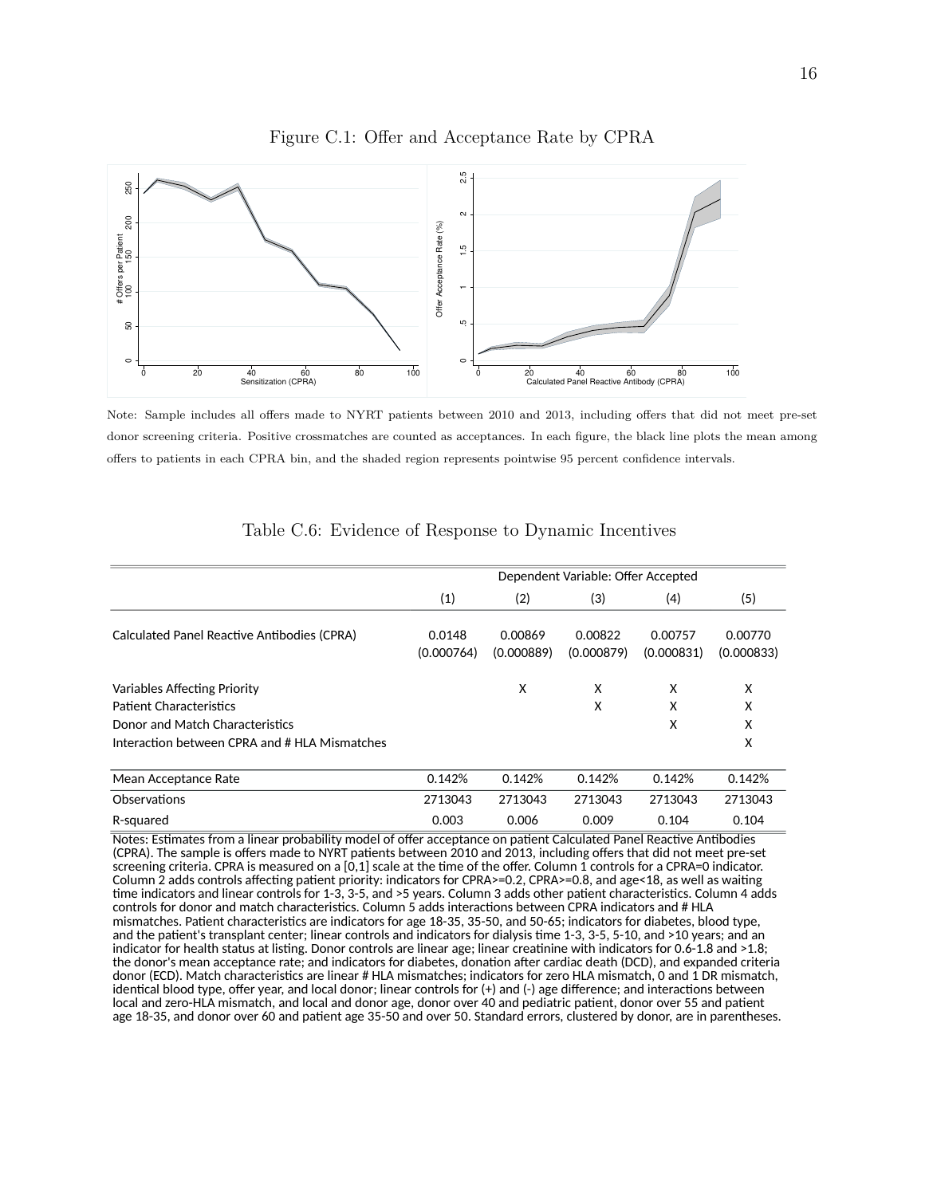Figure C.1: Offer and Acceptance Rate by CPRA

Note: Sample includes all offers made to NYRT patients between 2010 and 2013, including offers that did not meet pre-set donor screening criteria. Positive crossmatches are counted as acceptances. In each figure, the black line plots the mean among offers to patients in each CPRA bin, and the shaded region represents pointwise 95 percent confidence intervals.

Table C.6: Evidence of Response to Dynamic Incentives

| | Dependent Variable: Offer Accepted | | | | |
|---|---|---|---|---|---|
| | (1) | (2) | (3) | (4) | (5) |
| Calculated Panel Reactive Antibodies (CPRA) | 0.0148 | 0.00869 | 0.00822 | 0.00757 | 0.00770 |
| | (0.000764) | (0.000889) | (0.000879) | (0.000831) | (0.000833) |
| Variables Affecting Priority | | X | X | X | X |
| Patient Characteristics | | | X | X | X |
| Donor and Match Characteristics | | | | X | X |
| Interaction between CPRA and # HLA Mismatches | | | | | X |
| Mean Acceptance Rate | 0.142% | 0.142% | 0.142% | 0.142% | 0.142% |
| Observations | 2713043 | 2713043 | 2713043 | 2713043 | 2713043 |
| R-squared | 0.003 | 0.006 | 0.009 | 0.104 | 0.104 |

Notes: Estimates from a linear probability model of offer acceptance on patient Calculated Panel Reactive Antibodies (CPRA). The sample is offers made to NYRT patients between 2010 and 2013, including offers that did not meet pre-set screening criteria. CPRA is measured on a [0,1] scale at the time of the offer. Column 1 controls for a CPRA=0 indicator. Column 2 adds controls affecting patient priority: indicators for CPRA>=0.2, CPRA>=0.8, and age<18, as well as waiting time indicators and linear controls for 1-3, 3-5, and >5 years. Column 3 adds other patient characteristics. Column 4 adds controls for donor and match characteristics. Column 5 adds interactions between CPRA indicators and # HLA mismatches. Patient characteristics are indicators for age 18-35, 35-50, and 50-65; indicators for diabetes, blood type, and the patient's transplant center; linear controls and indicators for dialysis time 1-3, 3-5, 5-10, and >10 years; and an indicator for health status at listing. Donor controls are linear age; linear creatinine with indicators for 0.6-1.8 and >1.8; the donor's mean acceptance rate; and indicators for diabetes, donation after cardiac death (DCD), and expanded criteria donor (ECD). Match characteristics are linear # HLA mismatches; indicators for zero HLA mismatch, 0 and 1 DR mismatch, identical blood type, offer year, and local donor; linear controls for (+) and (-) age difference; and interactions between local and zero-HLA mismatch, and local and donor age, donor over 40 and pediatric patient, donor over 55 and patient age 18-35, and donor over 60 and patient age 35-50 and over 50. Standard errors, clustered by donor, are in parentheses.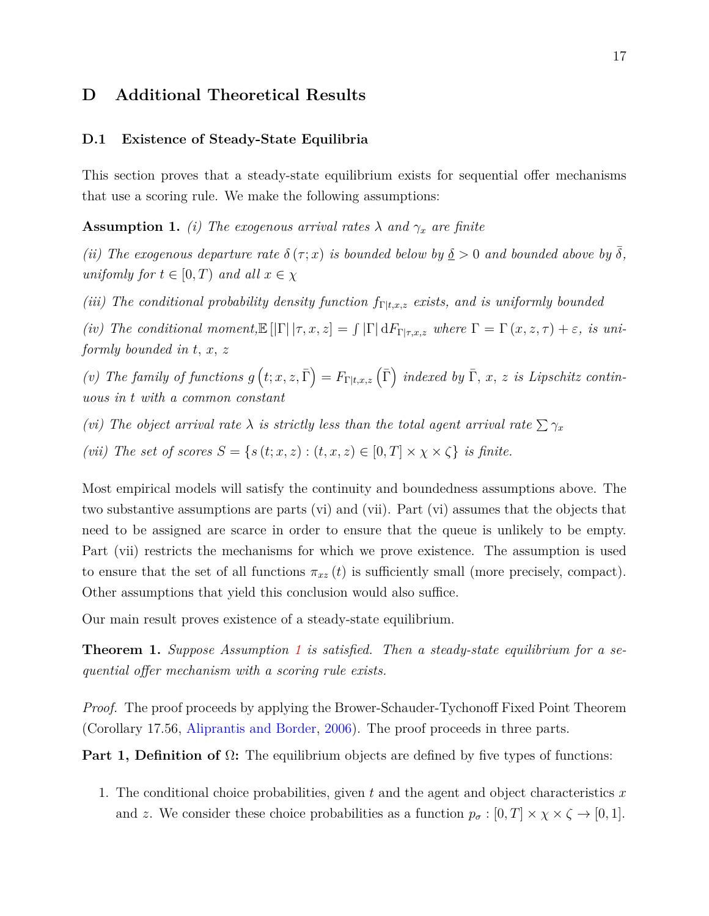# D Additional Theoretical Results

## D.1 Existence of Steady-State Equilibria

This section proves that a steady-state equilibrium exists for sequential offer mechanisms that use a scoring rule. We make the following assumptions:

**Assumption 1.** *(i) The exogenous arrival rates $\lambda$ and $\gamma_x$ are finite*

*(ii) The exogenous departure rate $\delta(\tau; x)$ is bounded below by $\underline{\delta} > 0$ and bounded above by $\bar{\bar{\delta}}$, unifomly for $t \in [0, T)$ and all $x \in \chi$*

*(iii) The conditional probability density function $f_{\Gamma|t,x,z}$ exists, and is uniformly bounded*

*(iv) The conditional moment, $\mathbb{E}[|\Gamma| \, |\tau, x, z] = \int |\Gamma| \, \mathrm{d}F_{\Gamma|\tau,x,z}$ where $\Gamma = \Gamma(x, z, \tau) + \varepsilon$, is uniformly bounded in $t$, $x$, $z$*

*(v) The family of functions $g\left(t; x, z, \bar{\Gamma}\right) = F_{\Gamma|t,x,z}\left(\bar{\Gamma}\right)$ indexed by $\bar{\Gamma}$, $x$, $z$ is Lipschitz continuous in $t$ with a common constant*

*(vi) The object arrival rate $\lambda$ is strictly less than the total agent arrival rate $\sum \gamma_x$*

*(vii) The set of scores $S = \{s(t; x, z) : (t, x, z) \in [0, T] \times \chi \times \zeta\}$ is finite.*

Most empirical models will satisfy the continuity and boundedness assumptions above. The two substantive assumptions are parts (vi) and (vii). Part (vi) assumes that the objects that need to be assigned are scarce in order to ensure that the queue is unlikely to be empty. Part (vii) restricts the mechanisms for which we prove existence. The assumption is used to ensure that the set of all functions $\pi_{xz}(t)$ is sufficiently small (more precisely, compact). Other assumptions that yield this conclusion would also suffice.

Our main result proves existence of a steady-state equilibrium.

**Theorem 1.** *Suppose Assumption 1 is satisfied. Then a steady-state equilibrium for a sequential offer mechanism with a scoring rule exists.*

*Proof.* The proof proceeds by applying the Brower-Schauder-Tychonoff Fixed Point Theorem (Corollary 17.56, Aliprantis and Border, 2006). The proof proceeds in three parts.

**Part 1, Definition of $\Omega$:** The equilibrium objects are defined by five types of functions:

1. The conditional choice probabilities, given $t$ and the agent and object characteristics $x$ and $z$. We consider these choice probabilities as a function $p_\sigma : [0, T] \times \chi \times \zeta \to [0, 1]$.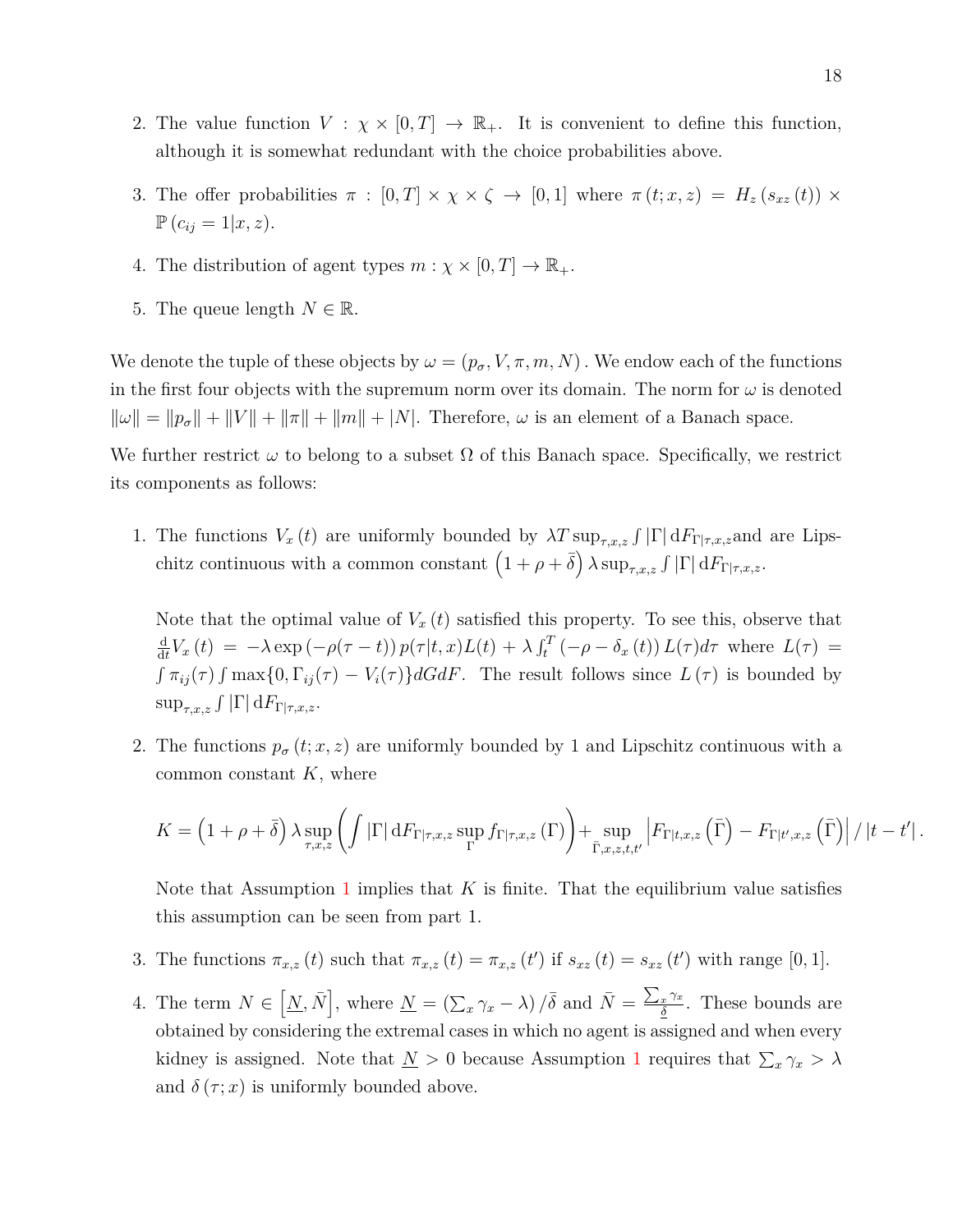2. The value function $V : \chi \times [0, T] \to \mathbb{R}_+$. It is convenient to define this function, although it is somewhat redundant with the choice probabilities above.

3. The offer probabilities $\pi : [0, T] \times \chi \times \zeta \to [0, 1]$ where $\pi(t; x, z) = H_z(s_{xz}(t)) \times \mathbb{P}(c_{ij} = 1|x, z)$.

4. The distribution of agent types $m : \chi \times [0, T] \to \mathbb{R}_+$.

5. The queue length $N \in \mathbb{R}$.

We denote the tuple of these objects by $\omega = (p_\sigma, V, \pi, m, N)$. We endow each of the functions in the first four objects with the supremum norm over its domain. The norm for $\omega$ is denoted $\|\omega\| = \|p_\sigma\| + \|V\| + \|\pi\| + \|m\| + |N|$. Therefore, $\omega$ is an element of a Banach space.

We further restrict $\omega$ to belong to a subset $\Omega$ of this Banach space. Specifically, we restrict its components as follows:

1. The functions $V_x(t)$ are uniformly bounded by $\lambda T \sup_{\tau,x,z} \int |\Gamma| \, \mathrm{d}F_{\Gamma|\tau,x,z}$ and are Lipschitz continuous with a common constant $\left(1 + \rho + \bar{\delta}\right) \lambda \sup_{\tau,x,z} \int |\Gamma| \, \mathrm{d}F_{\Gamma|\tau,x,z}$.

   Note that the optimal value of $V_x(t)$ satisfied this property. To see this, observe that $\frac{\mathrm{d}}{\mathrm{d}t} V_x(t) = -\lambda \exp(-\rho(\tau - t)) \, p(\tau|t, x) L(t) + \lambda \int_t^T (-\rho - \delta_x(t)) \, L(\tau) d\tau$ where $L(\tau) = \int \pi_{ij}(\tau) \int \max\{0, \Gamma_{ij}(\tau) - V_i(\tau)\} dG dF$. The result follows since $L(\tau)$ is bounded by $\sup_{\tau,x,z} \int |\Gamma| \, \mathrm{d}F_{\Gamma|\tau,x,z}$.

2. The functions $p_\sigma(t; x, z)$ are uniformly bounded by 1 and Lipschitz continuous with a common constant $K$, where

$$K = \left(1 + \rho + \bar{\delta}\right) \lambda \sup_{\tau,x,z} \left( \int |\Gamma| \, \mathrm{d}F_{\Gamma|\tau,x,z} \sup_{\Gamma} f_{\Gamma|\tau,x,z}(\Gamma) \right) + \sup_{\bar{\Gamma},x,z,t,t'} \left| F_{\Gamma|t,x,z}\left(\bar{\Gamma}\right) - F_{\Gamma|t',x,z}\left(\bar{\Gamma}\right) \right| / \left| t - t' \right|.$$

   Note that Assumption 1 implies that $K$ is finite. That the equilibrium value satisfies this assumption can be seen from part 1.

3. The functions $\pi_{x,z}(t)$ such that $\pi_{x,z}(t) = \pi_{x,z}(t')$ if $s_{xz}(t) = s_{xz}(t')$ with range $[0, 1]$.

4. The term $N \in \left[\underline{N}, \bar{N}\right]$, where $\underline{N} = \left(\sum_x \gamma_x - \lambda\right) / \bar{\delta}$ and $\bar{N} = \frac{\sum_x \gamma_x}{\underline{\delta}}$. These bounds are obtained by considering the extremal cases in which no agent is assigned and when every kidney is assigned. Note that $\underline{N} > 0$ because Assumption 1 requires that $\sum_x \gamma_x > \lambda$ and $\delta(\tau; x)$ is uniformly bounded above.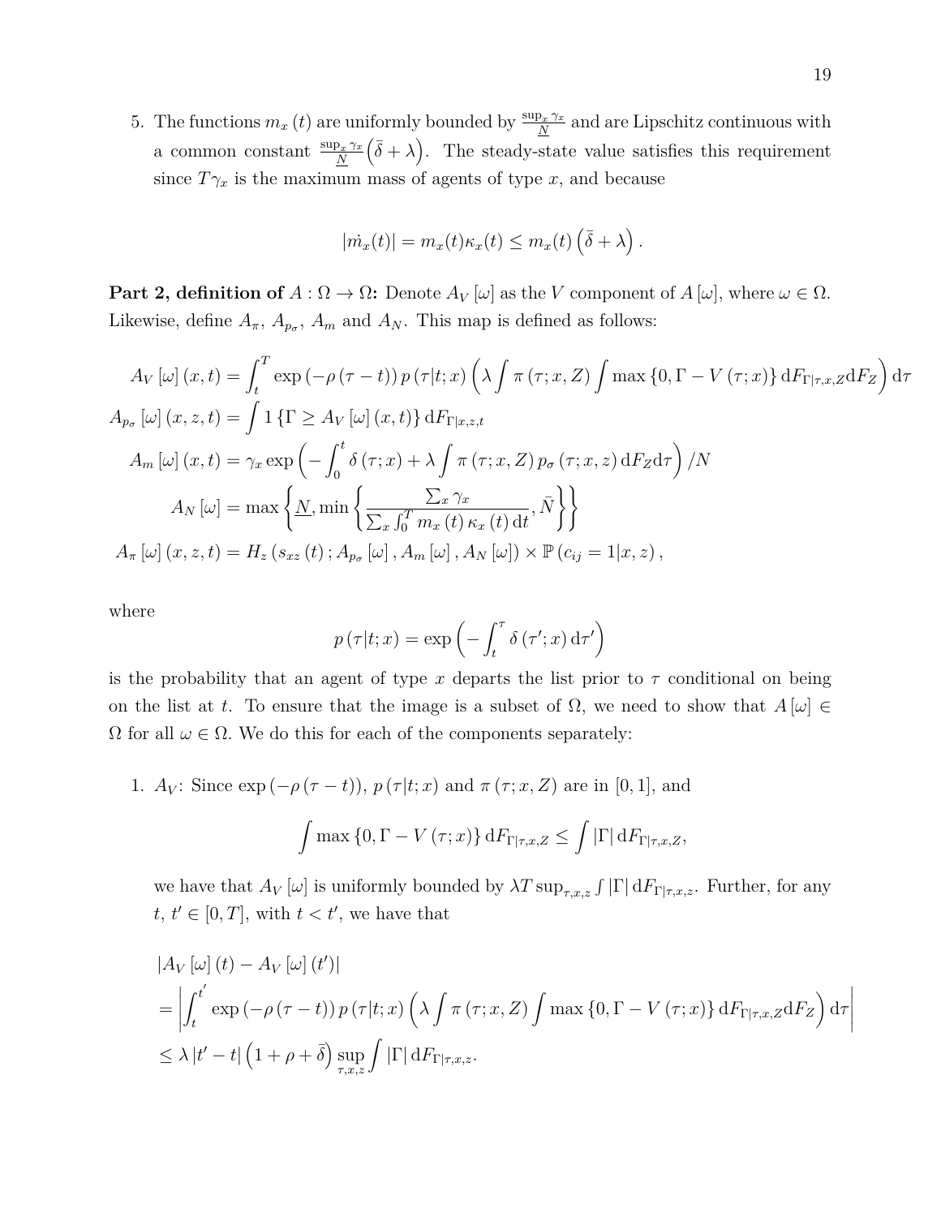5. The functions $m_x(t)$ are uniformly bounded by $\frac{\sup_x \gamma_x}{\underline{N}}$ and are Lipschitz continuous with a common constant $\frac{\sup_x \gamma_x}{\underline{N}}\left(\bar{\delta}+\lambda\right)$. The steady-state value satisfies this requirement since $T\gamma_x$ is the maximum mass of agents of type $x$, and because

$$
|\dot{m}_x(t)| = m_x(t)\kappa_x(t) \leq m_x(t)\left(\bar{\delta}+\lambda\right).
$$

**Part 2, definition of $A : \Omega \to \Omega$:** Denote $A_V[\omega]$ as the $V$ component of $A[\omega]$, where $\omega \in \Omega$. Likewise, define $A_\pi$, $A_{p_\sigma}$, $A_m$ and $A_N$. This map is defined as follows:

$$
\begin{aligned}
A_V[\omega](x,t) &= \int_t^T \exp\left(-\rho(\tau - t)\right) p(\tau|t;x)\left(\lambda \int \pi(\tau;x,Z)\int \max\left\{0, \Gamma - V(\tau;x)\right\} \mathrm{d}F_{\Gamma|\tau,x,Z}\mathrm{d}F_Z\right)\mathrm{d}\tau \\
A_{p_\sigma}[\omega](x,z,t) &= \int 1\left\{\Gamma \geq A_V[\omega](x,t)\right\}\mathrm{d}F_{\Gamma|x,z,t} \\
A_m[\omega](x,t) &= \gamma_x \exp\left(-\int_0^t \delta(\tau;x) + \lambda \int \pi(\tau;x,Z)\, p_\sigma(\tau;x,z)\,\mathrm{d}F_Z \mathrm{d}\tau\right)/N \\
A_N[\omega] &= \max\left\{\underline{N}, \min\left\{\frac{\sum_x \gamma_x}{\sum_x \int_0^T m_x(t)\,\kappa_x(t)\,\mathrm{d}t}, \bar{N}\right\}\right\} \\
A_\pi[\omega](x,z,t) &= H_z\left(s_{xz}(t); A_{p_\sigma}[\omega], A_m[\omega], A_N[\omega]\right) \times \mathbb{P}\left(c_{ij} = 1|x,z\right),
\end{aligned}
$$

where

$$
p(\tau|t;x) = \exp\left(-\int_t^\tau \delta(\tau';x)\,\mathrm{d}\tau'\right)
$$

is the probability that an agent of type $x$ departs the list prior to $\tau$ conditional on being on the list at $t$. To ensure that the image is a subset of $\Omega$, we need to show that $A[\omega] \in \Omega$ for all $\omega \in \Omega$. We do this for each of the components separately:

1. $A_V$: Since $\exp(-\rho(\tau - t))$, $p(\tau|t;x)$ and $\pi(\tau;x,Z)$ are in $[0,1]$, and

$$
\int \max\left\{0, \Gamma - V(\tau;x)\right\}\mathrm{d}F_{\Gamma|\tau,x,Z} \leq \int |\Gamma|\,\mathrm{d}F_{\Gamma|\tau,x,Z},
$$

we have that $A_V[\omega]$ is uniformly bounded by $\lambda T \sup_{\tau,x,z}\int |\Gamma|\,\mathrm{d}F_{\Gamma|\tau,x,z}$. Further, for any $t$, $t' \in [0,T]$, with $t < t'$, we have that

$$
\begin{aligned}
&|A_V[\omega](t) - A_V[\omega](t')| \\
&= \left|\int_t^{t'} \exp\left(-\rho(\tau - t)\right) p(\tau|t;x)\left(\lambda \int \pi(\tau;x,Z)\int \max\left\{0, \Gamma - V(\tau;x)\right\}\mathrm{d}F_{\Gamma|\tau,x,Z}\mathrm{d}F_Z\right)\mathrm{d}\tau\right| \\
&\leq \lambda\,|t' - t|\left(1 + \rho + \bar{\delta}\right)\sup_{\tau,x,z}\int |\Gamma|\,\mathrm{d}F_{\Gamma|\tau,x,z}.
\end{aligned}
$$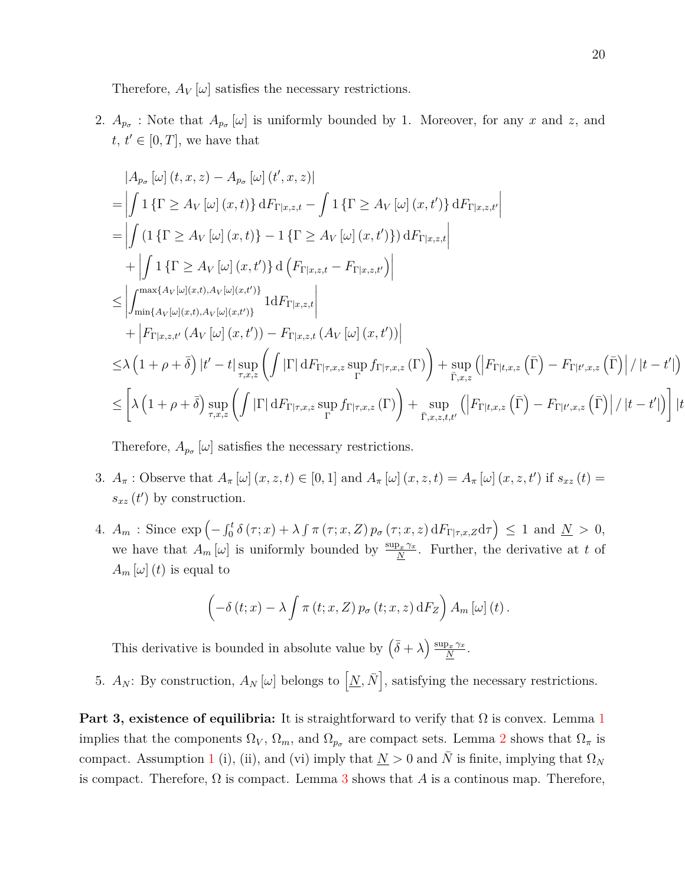Therefore, $A_V[\omega]$ satisfies the necessary restrictions.

2. $A_{p_\sigma}$ : Note that $A_{p_\sigma}[\omega]$ is uniformly bounded by 1. Moreover, for any $x$ and $z$, and $t$, $t' \in [0,T]$, we have that

$$
\begin{aligned}
&|A_{p_\sigma}[\omega](t,x,z) - A_{p_\sigma}[\omega](t',x,z)| \\
=&\left|\int 1\{\Gamma \geq A_V[\omega](x,t)\}\,\mathrm{d}F_{\Gamma|x,z,t} - \int 1\{\Gamma \geq A_V[\omega](x,t')\}\,\mathrm{d}F_{\Gamma|x,z,t'}\right| \\
=&\left|\int \left(1\{\Gamma \geq A_V[\omega](x,t)\} - 1\{\Gamma \geq A_V[\omega](x,t')\}\right)\mathrm{d}F_{\Gamma|x,z,t}\right| \\
&+\left|\int 1\{\Gamma \geq A_V[\omega](x,t')\}\,\mathrm{d}\left(F_{\Gamma|x,z,t} - F_{\Gamma|x,z,t'}\right)\right| \\
\leq&\left|\int_{\min\{A_V[\omega](x,t),A_V[\omega](x,t')\}}^{\max\{A_V[\omega](x,t),A_V[\omega](x,t')\}} 1\mathrm{d}F_{\Gamma|x,z,t}\right| \\
&+\left|F_{\Gamma|x,z,t'}\left(A_V[\omega](x,t')\right) - F_{\Gamma|x,z,t}\left(A_V[\omega](x,t')\right)\right| \\
\leq&\lambda\left(1+\rho+\bar{\delta}\right)|t'-t|\sup_{\tau,x,z}\left(\int |\Gamma|\,\mathrm{d}F_{\Gamma|\tau,x,z}\sup_{\Gamma} f_{\Gamma|\tau,x,z}(\Gamma)\right) + \sup_{\bar{\Gamma},x,z}\left(\left|F_{\Gamma|t,x,z}\left(\bar{\Gamma}\right) - F_{\Gamma|t',x,z}\left(\bar{\Gamma}\right)\right|/|t-t'|\right) \\
\leq&\left[\lambda\left(1+\rho+\bar{\delta}\right)\sup_{\tau,x,z}\left(\int |\Gamma|\,\mathrm{d}F_{\Gamma|\tau,x,z}\sup_{\Gamma} f_{\Gamma|\tau,x,z}(\Gamma)\right) + \sup_{\bar{\Gamma},x,z,t,t'}\left(\left|F_{\Gamma|t,x,z}\left(\bar{\Gamma}\right) - F_{\Gamma|t',x,z}\left(\bar{\Gamma}\right)\right|/|t-t'|\right)\right]|t
\end{aligned}
$$

Therefore, $A_{p_\sigma}[\omega]$ satisfies the necessary restrictions.

3. $A_\pi$ : Observe that $A_\pi[\omega](x,z,t) \in [0,1]$ and $A_\pi[\omega](x,z,t) = A_\pi[\omega](x,z,t')$ if $s_{xz}(t) = s_{xz}(t')$ by construction.

4. $A_m$ : Since $\exp\left(-\int_0^t \delta(\tau;x) + \lambda\int \pi(\tau;x,Z)\,p_\sigma(\tau;x,z)\,\mathrm{d}F_{\Gamma|\tau,x,Z}\mathrm{d}\tau\right) \leq 1$ and $\underline{N} > 0$, we have that $A_m[\omega]$ is uniformly bounded by $\frac{\sup_x \gamma_x}{\underline{N}}$. Further, the derivative at $t$ of $A_m[\omega](t)$ is equal to

$$\left(-\delta(t;x) - \lambda\int \pi(t;x,Z)\,p_\sigma(t;x,z)\,\mathrm{d}F_Z\right)A_m[\omega](t).$$

This derivative is bounded in absolute value by $\left(\bar{\delta}+\lambda\right)\frac{\sup_x \gamma_x}{\underline{N}}$.

5. $A_N$: By construction, $A_N[\omega]$ belongs to $\left[\underline{N},\bar{N}\right]$, satisfying the necessary restrictions.

**Part 3, existence of equilibria:** It is straightforward to verify that $\Omega$ is convex. Lemma 1 implies that the components $\Omega_V$, $\Omega_m$, and $\Omega_{p_\sigma}$ are compact sets. Lemma 2 shows that $\Omega_\pi$ is compact. Assumption 1 (i), (ii), and (vi) imply that $\underline{N} > 0$ and $\bar{N}$ is finite, implying that $\Omega_N$ is compact. Therefore, $\Omega$ is compact. Lemma 3 shows that $A$ is a continous map. Therefore,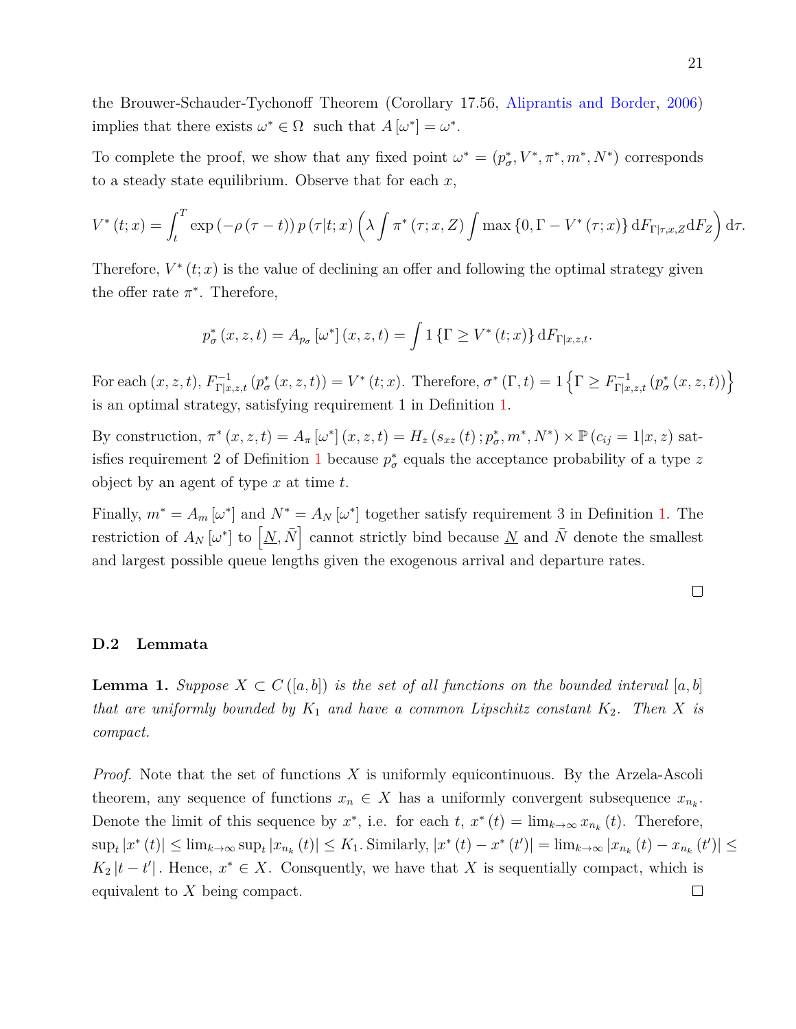the Brouwer-Schauder-Tychonoff Theorem (Corollary 17.56, Aliprantis and Border, 2006) implies that there exists $\omega^* \in \Omega$ such that $A[\omega^*] = \omega^*$.

To complete the proof, we show that any fixed point $\omega^* = (p_\sigma^*, V^*, \pi^*, m^*, N^*)$ corresponds to a steady state equilibrium. Observe that for each $x$,

$$V^*(t;x) = \int_t^T \exp(-\rho(\tau - t))\, p(\tau|t;x) \left(\lambda \int \pi^*(\tau;x,Z) \int \max\{0, \Gamma - V^*(\tau;x)\}\, \mathrm{d}F_{\Gamma|\tau,x,Z} \mathrm{d}F_Z\right) \mathrm{d}\tau.$$

Therefore, $V^*(t;x)$ is the value of declining an offer and following the optimal strategy given the offer rate $\pi^*$. Therefore,

$$p_\sigma^*(x,z,t) = A_{p_\sigma}[\omega^*](x,z,t) = \int 1\{\Gamma \geq V^*(t;x)\}\, \mathrm{d}F_{\Gamma|x,z,t}.$$

For each $(x,z,t)$, $F^{-1}_{\Gamma|x,z,t}(p_\sigma^*(x,z,t)) = V^*(t;x)$. Therefore, $\sigma^*(\Gamma,t) = 1\left\{\Gamma \geq F^{-1}_{\Gamma|x,z,t}(p_\sigma^*(x,z,t))\right\}$ is an optimal strategy, satisfying requirement 1 in Definition 1.

By construction, $\pi^*(x,z,t) = A_\pi[\omega^*](x,z,t) = H_z(s_{xz}(t); p_\sigma^*, m^*, N^*) \times \mathbb{P}(c_{ij} = 1|x,z)$ satisfies requirement 2 of Definition 1 because $p_\sigma^*$ equals the acceptance probability of a type $z$ object by an agent of type $x$ at time $t$.

Finally, $m^* = A_m[\omega^*]$ and $N^* = A_N[\omega^*]$ together satisfy requirement 3 in Definition 1. The restriction of $A_N[\omega^*]$ to $\left[\underline{N}, \bar{N}\right]$ cannot strictly bind because $\underline{N}$ and $\bar{N}$ denote the smallest and largest possible queue lengths given the exogenous arrival and departure rates.

□

### D.2 Lemmata

**Lemma 1.** *Suppose $X \subset C([a,b])$ is the set of all functions on the bounded interval $[a,b]$ that are uniformly bounded by $K_1$ and have a common Lipschitz constant $K_2$. Then $X$ is compact.*

*Proof.* Note that the set of functions $X$ is uniformly equicontinuous. By the Arzela-Ascoli theorem, any sequence of functions $x_n \in X$ has a uniformly convergent subsequence $x_{n_k}$. Denote the limit of this sequence by $x^*$, i.e. for each $t$, $x^*(t) = \lim_{k\to\infty} x_{n_k}(t)$. Therefore, $\sup_t |x^*(t)| \leq \lim_{k\to\infty} \sup_t |x_{n_k}(t)| \leq K_1$. Similarly, $|x^*(t) - x^*(t')| = \lim_{k\to\infty} |x_{n_k}(t) - x_{n_k}(t')| \leq K_2 |t - t'|$. Hence, $x^* \in X$. Consquently, we have that $X$ is sequentially compact, which is equivalent to $X$ being compact. □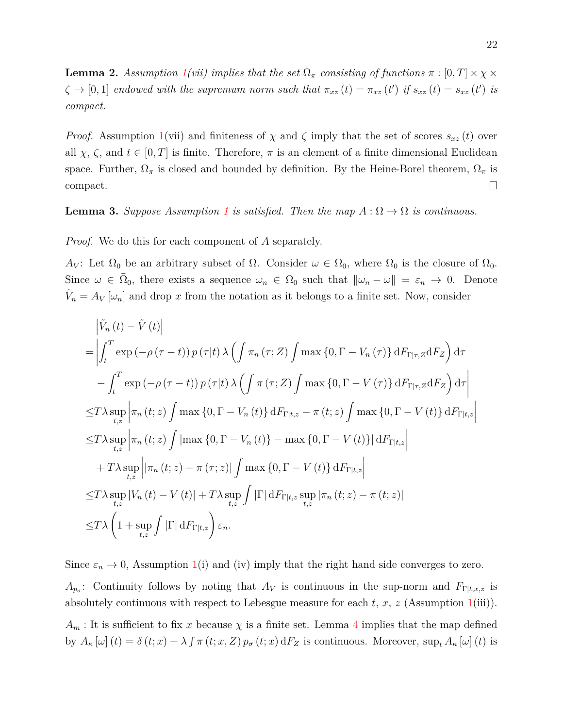**Lemma 2.** *Assumption 1(vii) implies that the set $\Omega_\pi$ consisting of functions $\pi : [0,T] \times \chi \times \zeta \to [0,1]$ endowed with the supremum norm such that $\pi_{xz}(t) = \pi_{xz}(t')$ if $s_{xz}(t) = s_{xz}(t')$ is compact.*

*Proof.* Assumption 1(vii) and finiteness of $\chi$ and $\zeta$ imply that the set of scores $s_{xz}(t)$ over all $\chi$, $\zeta$, and $t \in [0,T]$ is finite. Therefore, $\pi$ is an element of a finite dimensional Euclidean space. Further, $\Omega_\pi$ is closed and bounded by definition. By the Heine-Borel theorem, $\Omega_\pi$ is compact. □

**Lemma 3.** *Suppose Assumption 1 is satisfied. Then the map $A : \Omega \to \Omega$ is continuous.*

*Proof.* We do this for each component of $A$ separately.

$A_V$: Let $\Omega_0$ be an arbitrary subset of $\Omega$. Consider $\omega \in \bar{\Omega}_0$, where $\bar{\Omega}_0$ is the closure of $\Omega_0$. Since $\omega \in \bar{\Omega}_0$, there exists a sequence $\omega_n \in \Omega_0$ such that $\|\omega_n - \omega\| = \varepsilon_n \to 0$. Denote $\tilde{V}_n = A_V[\omega_n]$ and drop $x$ from the notation as it belongs to a finite set. Now, consider

$$
\begin{aligned}
&\left|\tilde{V}_n(t) - \tilde{V}(t)\right| \\
=&\left|\int_t^T \exp(-\rho(\tau - t))\, p(\tau|t)\, \lambda \left(\int \pi_n(\tau; Z) \int \max\{0, \Gamma - V_n(\tau)\}\, \mathrm{d}F_{\Gamma|\tau,Z} \mathrm{d}F_Z\right) \mathrm{d}\tau \right.\\
&\left. - \int_t^T \exp(-\rho(\tau - t))\, p(\tau|t)\, \lambda \left(\int \pi(\tau; Z) \int \max\{0, \Gamma - V(\tau)\}\, \mathrm{d}F_{\Gamma|\tau,Z} \mathrm{d}F_Z\right) \mathrm{d}\tau\right| \\
\leq& T\lambda \sup_{t,z} \left|\pi_n(t; z) \int \max\{0, \Gamma - V_n(t)\}\, \mathrm{d}F_{\Gamma|t,z} - \pi(t; z) \int \max\{0, \Gamma - V(t)\}\, \mathrm{d}F_{\Gamma|t,z}\right| \\
\leq& T\lambda \sup_{t,z} \left|\pi_n(t; z) \int \left|\max\{0, \Gamma - V_n(t)\} - \max\{0, \Gamma - V(t)\}\right| \mathrm{d}F_{\Gamma|t,z}\right| \\
&+ T\lambda \sup_{t,z} \left|\left|\pi_n(t; z) - \pi(\tau; z)\right| \int \max\{0, \Gamma - V(t)\}\, \mathrm{d}F_{\Gamma|t,z}\right| \\
\leq& T\lambda \sup_{t,z} |V_n(t) - V(t)| + T\lambda \sup_{t,z} \int |\Gamma|\, \mathrm{d}F_{\Gamma|t,z} \sup_{t,z} |\pi_n(t; z) - \pi(t; z)| \\
\leq& T\lambda \left(1 + \sup_{t,z} \int |\Gamma|\, \mathrm{d}F_{\Gamma|t,z}\right) \varepsilon_n.
\end{aligned}
$$

Since $\varepsilon_n \to 0$, Assumption 1(i) and (iv) imply that the right hand side converges to zero.

$A_{p_\sigma}$: Continuity follows by noting that $A_V$ is continuous in the sup-norm and $F_{\Gamma|t,x,z}$ is absolutely continuous with respect to Lebesgue measure for each $t$, $x$, $z$ (Assumption 1(iii)).

$A_m$ : It is sufficient to fix $x$ because $\chi$ is a finite set. Lemma 4 implies that the map defined by $A_\kappa[\omega](t) = \delta(t; x) + \lambda \int \pi(t; x, Z)\, p_\sigma(t; x)\, \mathrm{d}F_Z$ is continuous. Moreover, $\sup_t A_\kappa[\omega](t)$ is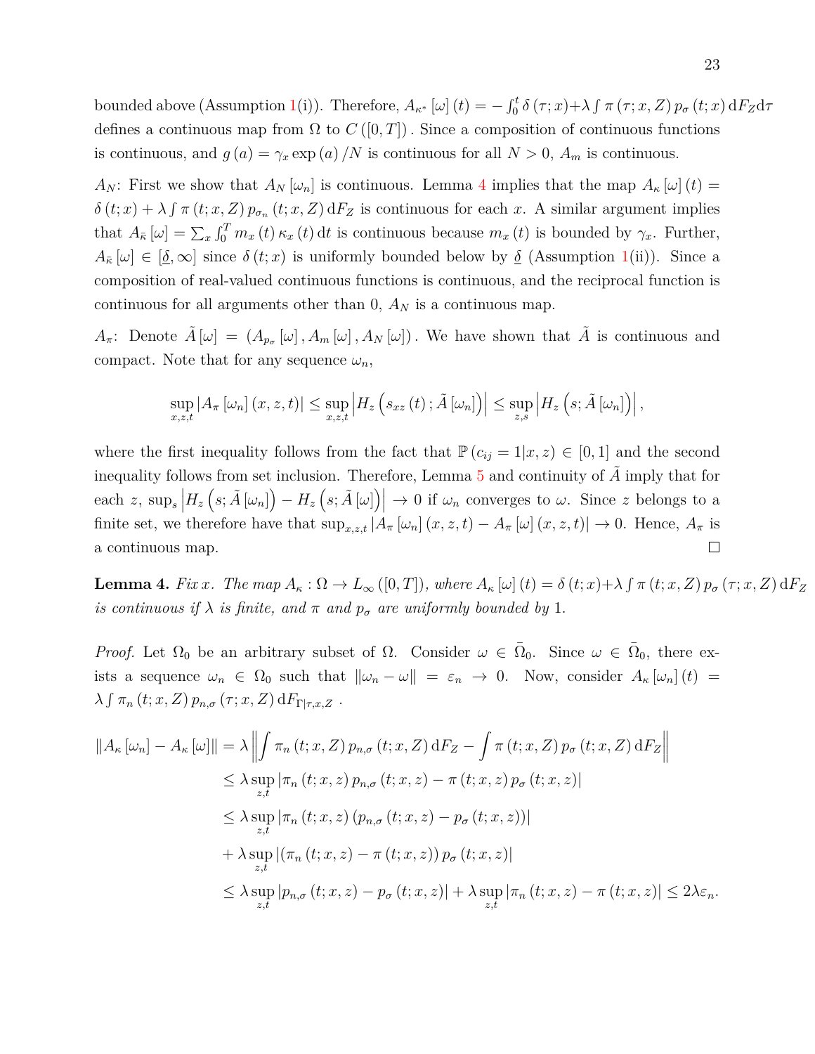bounded above (Assumption 1(i)). Therefore, $A_{\kappa^*}[\omega](t) = -\int_0^t \delta(\tau; x) + \lambda \int \pi(\tau; x, Z)\, p_\sigma(t; x)\, \mathrm{d}F_Z \mathrm{d}\tau$ defines a continuous map from $\Omega$ to $C([0,T])$. Since a composition of continuous functions is continuous, and $g(a) = \gamma_x \exp(a)/N$ is continuous for all $N > 0$, $A_m$ is continuous.

$A_N$: First we show that $A_N[\omega_n]$ is continuous. Lemma 4 implies that the map $A_\kappa[\omega](t) = \delta(t; x) + \lambda \int \pi(t; x, Z)\, p_{\sigma_n}(t; x, Z)\, \mathrm{d}F_Z$ is continuous for each $x$. A similar argument implies that $A_{\bar{\kappa}}[\omega] = \sum_x \int_0^T m_x(t)\, \kappa_x(t)\, \mathrm{d}t$ is continuous because $m_x(t)$ is bounded by $\gamma_x$. Further, $A_{\bar{\kappa}}[\omega] \in [\underline{\delta}, \infty]$ since $\delta(t; x)$ is uniformly bounded below by $\underline{\delta}$ (Assumption 1(ii)). Since a composition of real-valued continuous functions is continuous, and the reciprocal function is continuous for all arguments other than 0, $A_N$ is a continuous map.

$A_\pi$: Denote $\tilde{A}[\omega] = (A_{p_\sigma}[\omega], A_m[\omega], A_N[\omega])$. We have shown that $\tilde{A}$ is continuous and compact. Note that for any sequence $\omega_n$,

$$\sup_{x,z,t} |A_\pi[\omega_n](x, z, t)| \leq \sup_{x,z,t} \left| H_z\left(s_{xz}(t); \tilde{A}[\omega_n]\right)\right| \leq \sup_{z,s} \left| H_z\left(s; \tilde{A}[\omega_n]\right)\right|,$$

where the first inequality follows from the fact that $\mathbb{P}(c_{ij} = 1 | x, z) \in [0, 1]$ and the second inequality follows from set inclusion. Therefore, Lemma 5 and continuity of $\tilde{A}$ imply that for each $z$, $\sup_s \left| H_z\left(s; \tilde{A}[\omega_n]\right) - H_z\left(s; \tilde{A}[\omega]\right)\right| \to 0$ if $\omega_n$ converges to $\omega$. Since $z$ belongs to a finite set, we therefore have that $\sup_{x,z,t} |A_\pi[\omega_n](x, z, t) - A_\pi[\omega](x, z, t)| \to 0$. Hence, $A_\pi$ is a continuous map. $\square$

**Lemma 4.** *Fix $x$. The map $A_\kappa : \Omega \to L_\infty([0,T])$, where $A_\kappa[\omega](t) = \delta(t; x) + \lambda \int \pi(t; x, Z)\, p_\sigma(\tau; x, Z)\, \mathrm{d}F_Z$ is continuous if $\lambda$ is finite, and $\pi$ and $p_\sigma$ are uniformly bounded by 1.*

*Proof.* Let $\Omega_0$ be an arbitrary subset of $\Omega$. Consider $\omega \in \bar{\Omega}_0$. Since $\omega \in \bar{\Omega}_0$, there exists a sequence $\omega_n \in \Omega_0$ such that $\|\omega_n - \omega\| = \varepsilon_n \to 0$. Now, consider $A_\kappa[\omega_n](t) = \lambda \int \pi_n(t; x, Z)\, p_{n,\sigma}(\tau; x, Z)\, \mathrm{d}F_{\Gamma|\tau,x,Z}$.

$$\begin{aligned}
\|A_\kappa[\omega_n] - A_\kappa[\omega]\| &= \lambda \left\| \int \pi_n(t; x, Z)\, p_{n,\sigma}(t; x, Z)\, \mathrm{d}F_Z - \int \pi(t; x, Z)\, p_\sigma(t; x, Z)\, \mathrm{d}F_Z \right\| \\
&\leq \lambda \sup_{z,t} |\pi_n(t; x, z)\, p_{n,\sigma}(t; x, z) - \pi(t; x, z)\, p_\sigma(t; x, z)| \\
&\leq \lambda \sup_{z,t} |\pi_n(t; x, z)\, (p_{n,\sigma}(t; x, z) - p_\sigma(t; x, z))| \\
&\quad + \lambda \sup_{z,t} |(\pi_n(t; x, z) - \pi(t; x, z))\, p_\sigma(t; x, z)| \\
&\leq \lambda \sup_{z,t} |p_{n,\sigma}(t; x, z) - p_\sigma(t; x, z)| + \lambda \sup_{z,t} |\pi_n(t; x, z) - \pi(t; x, z)| \leq 2\lambda \varepsilon_n.
\end{aligned}$$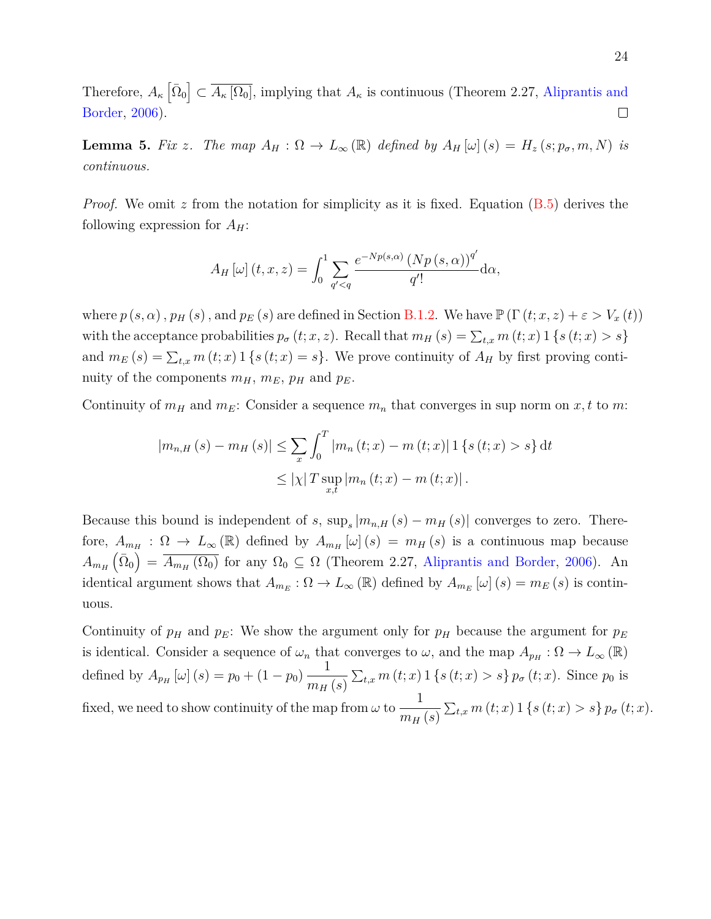Therefore, $A_\kappa\left[\bar{\Omega}_0\right] \subset \overline{A_\kappa\left[\Omega_0\right]}$, implying that $A_\kappa$ is continuous (Theorem 2.27, Aliprantis and Border, 2006). $\square$

**Lemma 5.** *Fix $z$. The map $A_H : \Omega \to L_\infty(\mathbb{R})$ defined by $A_H[\omega](s) = H_z(s; p_\sigma, m, N)$ is continuous.*

*Proof.* We omit $z$ from the notation for simplicity as it is fixed. Equation (B.5) derives the following expression for $A_H$:

$$A_H[\omega](t, x, z) = \int_0^1 \sum_{q'<q} \frac{e^{-Np(s,\alpha)}\left(Np(s,\alpha)\right)^{q'}}{q'!} \mathrm{d}\alpha,$$

where $p(s,\alpha)$, $p_H(s)$, and $p_E(s)$ are defined in Section B.1.2. We have $\mathbb{P}\left(\Gamma(t; x, z) + \varepsilon > V_x(t)\right)$ with the acceptance probabilities $p_\sigma(t; x, z)$. Recall that $m_H(s) = \sum_{t,x} m(t;x) 1\{s(t;x) > s\}$ and $m_E(s) = \sum_{t,x} m(t;x) 1\{s(t;x) = s\}$. We prove continuity of $A_H$ by first proving continuity of the components $m_H$, $m_E$, $p_H$ and $p_E$.

Continuity of $m_H$ and $m_E$: Consider a sequence $m_n$ that converges in sup norm on $x, t$ to $m$:

$$\begin{aligned}
\left|m_{n,H}(s) - m_H(s)\right| &\le \sum_x \int_0^T \left|m_n(t;x) - m(t;x)\right| 1\{s(t;x) > s\} \mathrm{d}t \\
&\le |\chi| T \sup_{x,t} \left|m_n(t;x) - m(t;x)\right|.
\end{aligned}$$

Because this bound is independent of $s$, $\sup_s \left|m_{n,H}(s) - m_H(s)\right|$ converges to zero. Therefore, $A_{m_H} : \Omega \to L_\infty(\mathbb{R})$ defined by $A_{m_H}[\omega](s) = m_H(s)$ is a continuous map because $A_{m_H}\left(\bar{\Omega}_0\right) = \overline{A_{m_H}(\Omega_0)}$ for any $\Omega_0 \subseteq \Omega$ (Theorem 2.27, Aliprantis and Border, 2006). An identical argument shows that $A_{m_E} : \Omega \to L_\infty(\mathbb{R})$ defined by $A_{m_E}[\omega](s) = m_E(s)$ is continuous.

Continuity of $p_H$ and $p_E$: We show the argument only for $p_H$ because the argument for $p_E$ is identical. Consider a sequence of $\omega_n$ that converges to $\omega$, and the map $A_{p_H} : \Omega \to L_\infty(\mathbb{R})$ defined by $A_{p_H}[\omega](s) = p_0 + (1 - p_0) \dfrac{1}{m_H(s)} \sum_{t,x} m(t;x) 1\{s(t;x) > s\} p_\sigma(t;x)$. Since $p_0$ is fixed, we need to show continuity of the map from $\omega$ to $\dfrac{1}{m_H(s)} \sum_{t,x} m(t;x) 1\{s(t;x) > s\} p_\sigma(t;x)$.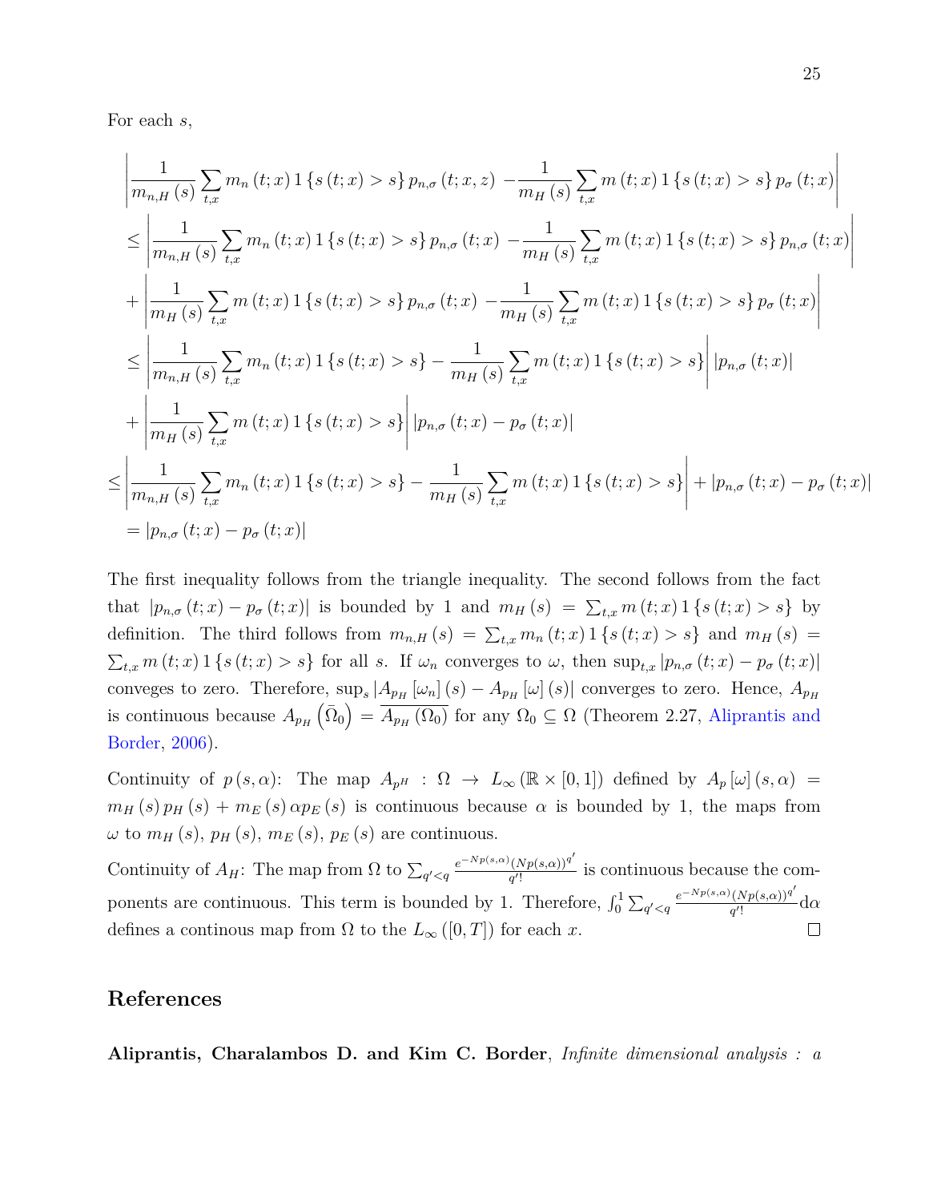For each $s$,

$$
\begin{aligned}
&\left|\frac{1}{m_{n,H}(s)}\sum_{t,x} m_n(t;x)\,1\{s(t;x)>s\}\,p_{n,\sigma}(t;x,z) - \frac{1}{m_H(s)}\sum_{t,x} m(t;x)\,1\{s(t;x)>s\}\,p_{\sigma}(t;x)\right| \\
&\leq \left|\frac{1}{m_{n,H}(s)}\sum_{t,x} m_n(t;x)\,1\{s(t;x)>s\}\,p_{n,\sigma}(t;x) - \frac{1}{m_H(s)}\sum_{t,x} m(t;x)\,1\{s(t;x)>s\}\,p_{n,\sigma}(t;x)\right| \\
&+ \left|\frac{1}{m_H(s)}\sum_{t,x} m(t;x)\,1\{s(t;x)>s\}\,p_{n,\sigma}(t;x) - \frac{1}{m_H(s)}\sum_{t,x} m(t;x)\,1\{s(t;x)>s\}\,p_{\sigma}(t;x)\right| \\
&\leq \left|\frac{1}{m_{n,H}(s)}\sum_{t,x} m_n(t;x)\,1\{s(t;x)>s\} - \frac{1}{m_H(s)}\sum_{t,x} m(t;x)\,1\{s(t;x)>s\}\right| |p_{n,\sigma}(t;x)| \\
&+ \left|\frac{1}{m_H(s)}\sum_{t,x} m(t;x)\,1\{s(t;x)>s\}\right| |p_{n,\sigma}(t;x) - p_{\sigma}(t;x)| \\
&\leq \left|\frac{1}{m_{n,H}(s)}\sum_{t,x} m_n(t;x)\,1\{s(t;x)>s\} - \frac{1}{m_H(s)}\sum_{t,x} m(t;x)\,1\{s(t;x)>s\}\right| + |p_{n,\sigma}(t;x) - p_{\sigma}(t;x)| \\
&= |p_{n,\sigma}(t;x) - p_{\sigma}(t;x)|
\end{aligned}
$$

The first inequality follows from the triangle inequality. The second follows from the fact that $|p_{n,\sigma}(t;x) - p_{\sigma}(t;x)|$ is bounded by 1 and $m_H(s) = \sum_{t,x} m(t;x)\,1\{s(t;x)>s\}$ by definition. The third follows from $m_{n,H}(s) = \sum_{t,x} m_n(t;x)\,1\{s(t;x)>s\}$ and $m_H(s) = \sum_{t,x} m(t;x)\,1\{s(t;x)>s\}$ for all $s$. If $\omega_n$ converges to $\omega$, then $\sup_{t,x}|p_{n,\sigma}(t;x) - p_{\sigma}(t;x)|$ conveges to zero. Therefore, $\sup_s |A_{p_H}[\omega_n](s) - A_{p_H}[\omega](s)|$ converges to zero. Hence, $A_{p_H}$ is continuous because $A_{p_H}(\bar{\Omega}_0) = \overline{A_{p_H}(\Omega_0)}$ for any $\Omega_0 \subseteq \Omega$ (Theorem 2.27, Aliprantis and Border, 2006).

Continuity of $p(s,\alpha)$: The map $A_{p^H} : \Omega \to L_\infty(\mathbb{R}\times[0,1])$ defined by $A_p[\omega](s,\alpha) = m_H(s)\,p_H(s) + m_E(s)\,\alpha p_E(s)$ is continuous because $\alpha$ is bounded by 1, the maps from $\omega$ to $m_H(s)$, $p_H(s)$, $m_E(s)$, $p_E(s)$ are continuous.

Continuity of $A_H$: The map from $\Omega$ to $\sum_{q'<q} \frac{e^{-Np(s,\alpha)}(Np(s,\alpha))^{q'}}{q'!}$ is continuous because the components are continuous. This term is bounded by 1. Therefore, $\int_0^1 \sum_{q'<q} \frac{e^{-Np(s,\alpha)}(Np(s,\alpha))^{q'}}{q'!}\mathrm{d}\alpha$ defines a continous map from $\Omega$ to the $L_\infty([0,T])$ for each $x$. $\square$

## References

**Aliprantis, Charalambos D. and Kim C. Border**, *Infinite dimensional analysis : a*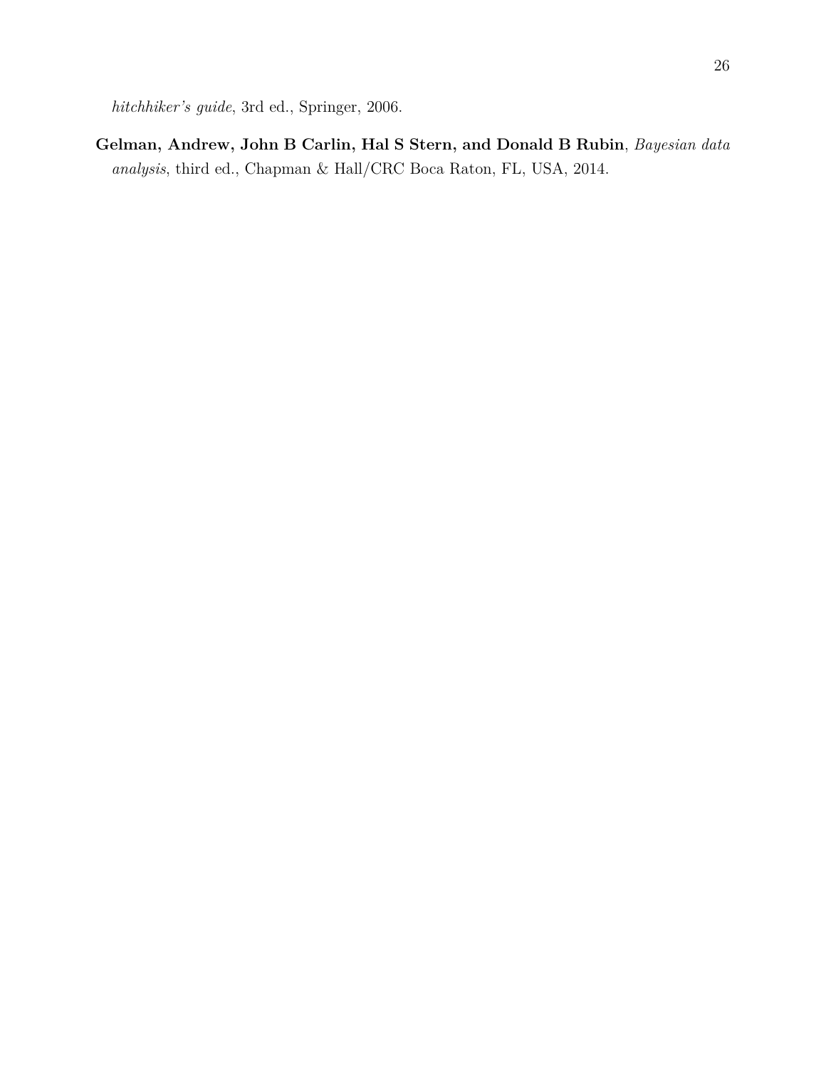*hitchhiker's guide*, 3rd ed., Springer, 2006.

**Gelman, Andrew, John B Carlin, Hal S Stern, and Donald B Rubin**, *Bayesian data analysis*, third ed., Chapman & Hall/CRC Boca Raton, FL, USA, 2014.